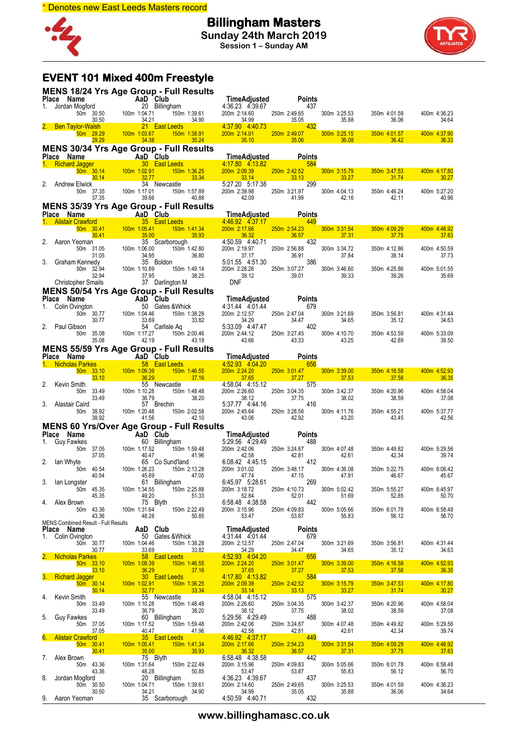\* Denotes new East Leeds Masters record

# Billingham Masters

**Sunday 24th March 2019**

**Session 1 – Sunday AM**

## EVENT 101 Mixed 400m Freestyle

### MENS 18/24 Yrs Age Group - Full Results

| Place | Name | AaD | Club | Time | Adjusted | Points |
|---|---|---|---|---|---|---|
| 1. | Jordan Mogford | 20 | Billingham | 4:36.23 | 4:39.67 | 437 |
| | 50m 30.50 (30.50) | 100m 1:04.71 (34.21) | 150m 1:39.61 (34.90) | 200m 2:14.60 (34.99) | 250m 2:49.65 (35.05) | 300m 3:25.53 (35.88) / 350m 4:01.59 (36.06) / 400m 4:36.23 (34.64) |
| 2. | Ben Taylor-Walsh | 21 | East Leeds | 4:37.90 | 4:40.73 | 432 |
| | 50m 29.29 (29.29) | 100m 1:03.67 (34.38) | 150m 1:38.91 (35.24) | 200m 2:14.01 (35.10) | 250m 2:49.07 (35.06) | 300m 3:25.15 (36.08) / 350m 4:01.57 (36.42) / 400m 4:37.90 (36.33) |

### MENS 30/34 Yrs Age Group - Full Results

| Place | Name | AaD | Club | Time | Adjusted | Points |
|---|---|---|---|---|---|---|
| 1. | Richard Jagger | 30 | East Leeds | 4:17.80 | 4:13.82 | 584 |
| | 50m 30.14 (30.14) | 100m 1:02.91 (32.77) | 150m 1:36.25 (33.34) | 200m 2:09.39 (33.14) | 250m 2:42.52 (33.13) | 300m 3:15.79 (33.27) / 350m 3:47.53 (31.74) / 400m 4:17.80 (30.27) |
| 2. | Andrew Elwick | 34 | Newcastle | 5:27.20 | 5:17.38 | 299 |
| | 50m 37.35 (37.35) | 100m 1:17.01 (39.66) | 150m 1:57.89 (40.88) | 200m 2:39.98 (42.09) | 250m 3:21.97 (41.99) | 300m 4:04.13 (42.16) / 350m 4:46.24 (42.11) / 400m 5:27.20 (40.96) |

### MENS 35/39 Yrs Age Group - Full Results

| Place | Name | AaD | Club | Time | Adjusted | Points |
|---|---|---|---|---|---|---|
| 1. | Alistair Crawford | 35 | East Leeds | 4:46.92 | 4:37.17 | 449 |
| | 50m 30.41 (30.41) | 100m 1:05.41 (35.00) | 150m 1:41.34 (35.93) | 200m 2:17.66 (36.32) | 250m 2:54.23 (36.57) | 300m 3:31.54 (37.31) / 350m 4:09.29 (37.75) / 400m 4:46.92 (37.63) |
| 2. | Aaron Yeoman | 35 | Scarborough | 4:50.59 | 4:40.71 | 432 |
| | 50m 31.05 (31.05) | 100m 1:06.00 (34.95) | 150m 1:42.80 (36.80) | 200m 2:19.97 (37.17) | 250m 2:56.88 (36.91) | 300m 3:34.72 (37.84) / 350m 4:12.86 (38.14) / 400m 4:50.59 (37.73) |
| 3. | Graham Kennedy | 35 | Boldon | 5:01.55 | 4:51.30 | 386 |
| | 50m 32.94 (32.94) | 100m 1:10.89 (37.95) | 150m 1:49.14 (38.25) | 200m 2:28.26 (39.12) | 250m 3:07.27 (39.01) | 300m 3:46.60 (39.33) / 350m 4:25.86 (39.26) / 400m 5:01.55 (35.69) |
| | Christopher Smails | 37 | Darlington M | DNF | | |

### MENS 50/54 Yrs Age Group - Full Results

| Place | Name | AaD | Club | Time | Adjusted | Points |
|---|---|---|---|---|---|---|
| 1. | Colin Ovington | 50 | Gates &Whick | 4:31.44 | 4:01.44 | 679 |
| | 50m 30.77 (30.77) | 100m 1:04.46 (33.69) | 150m 1:38.28 (33.82) | 200m 2:12.57 (34.29) | 250m 2:47.04 (34.47) | 300m 3:21.69 (34.65) / 350m 3:56.81 (35.12) / 400m 4:31.44 (34.63) |
| 2. | Paul Gibson | 54 | Carlisle Aq | 5:33.09 | 4:47.47 | 402 |
| | 50m 35.08 (35.08) | 100m 1:17.27 (42.19) | 150m 2:00.46 (43.19) | 200m 2:44.12 (43.66) | 250m 3:27.45 (43.33) | 300m 4:10.70 (43.25) / 350m 4:53.59 (42.89) / 400m 5:33.09 (39.50) |

### MENS 55/59 Yrs Age Group - Full Results

| Place | Name | AaD | Club | Time | Adjusted | Points |
|---|---|---|---|---|---|---|
| 1. | Nicholas Parkes | 58 | East Leeds | 4:52.93 | 4:04.20 | 656 |
| | 50m 33.10 (33.10) | 100m 1:09.39 (36.29) | 150m 1:46.55 (37.16) | 200m 2:24.20 (37.65) | 250m 3:01.47 (37.27) | 300m 3:39.00 (37.53) / 350m 4:16.58 (37.58) / 400m 4:52.93 (36.35) |
| 2. | Kevin Smith | 55 | Newcastle | 4:58.04 | 4:15.12 | 575 |
| | 50m 33.49 (33.49) | 100m 1:10.28 (36.79) | 150m 1:48.48 (38.20) | 200m 2:26.60 (38.12) | 250m 3:04.35 (37.75) | 300m 3:42.37 (38.02) / 350m 4:20.96 (38.59) / 400m 4:58.04 (37.08) |
| 3. | Alastair Caird | 57 | Brechin | 5:37.77 | 4:44.16 | 416 |
| | 50m 38.92 (38.92) | 100m 1:20.48 (41.56) | 150m 2:02.58 (42.10) | 200m 2:45.64 (43.06) | 250m 3:28.56 (42.92) | 300m 4:11.76 (43.20) / 350m 4:55.21 (43.45) / 400m 5:37.77 (42.56) |

### MENS 60 Yrs/Over Age Group - Full Results

| Place | Name | AaD | Club | Time | Adjusted | Points |
|---|---|---|---|---|---|---|
| 1. | Guy Fawkes | 60 | Billingham | 5:29.56 | 4:29.49 | 488 |
| | 50m 37.05 (37.05) | 100m 1:17.52 (40.47) | 150m 1:59.48 (41.96) | 200m 2:42.06 (42.58) | 250m 3:24.87 (42.81) | 300m 4:07.48 (42.61) / 350m 4:49.82 (42.34) / 400m 5:29.56 (39.74) |
| 2. | Ian Whyte | 65 | Co Sund'land | 6:08.42 | 4:45.15 | 412 |
| | 50m 40.54 (40.54) | 100m 1:26.23 (45.69) | 150m 2:13.28 (47.05) | 200m 3:01.02 (47.74) | 250m 3:48.17 (47.15) | 300m 4:36.08 (47.91) / 350m 5:22.75 (46.67) / 400m 6:08.42 (45.67) |
| 3. | Ian Longster | 61 | Billingham | 6:45.97 | 5:28.61 | 269 |
| | 50m 45.35 (45.35) | 100m 1:34.55 (49.20) | 150m 2:25.88 (51.33) | 200m 3:18.72 (52.84) | 250m 4:10.73 (52.01) | 300m 5:02.42 (51.69) / 350m 5:55.27 (52.85) / 400m 6:45.97 (50.70) |
| 4. | Alex Brown | 75 | Blyth | 6:58.48 | 4:38.58 | 442 |
| | 50m 43.36 (43.36) | 100m 1:31.64 (48.28) | 150m 2:22.49 (50.85) | 200m 3:15.96 (53.47) | 250m 4:09.83 (53.87) | 300m 5:05.66 (55.83) / 350m 6:01.78 (56.12) / 400m 6:58.48 (56.70) |

### MENS Combined Result - Full Results

| Place | Name | AaD | Club | Time | Adjusted | Points |
|---|---|---|---|---|---|---|
| 1. | Colin Ovington | 50 | Gates &Whick | 4:31.44 | 4:01.44 | 679 |
| | 50m 30.77 (30.77) | 100m 1:04.46 (33.69) | 150m 1:38.28 (33.82) | 200m 2:12.57 (34.29) | 250m 2:47.04 (34.47) | 300m 3:21.69 (34.65) / 350m 3:56.81 (35.12) / 400m 4:31.44 (34.63) |
| 2. | Nicholas Parkes | 58 | East Leeds | 4:52.93 | 4:04.20 | 656 |
| | 50m 33.10 (33.10) | 100m 1:09.39 (36.29) | 150m 1:46.55 (37.16) | 200m 2:24.20 (37.65) | 250m 3:01.47 (37.27) | 300m 3:39.00 (37.53) / 350m 4:16.58 (37.58) / 400m 4:52.93 (36.35) |
| 3. | Richard Jagger | 30 | East Leeds | 4:17.80 | 4:13.82 | 584 |
| | 50m 30.14 (30.14) | 100m 1:02.91 (32.77) | 150m 1:36.25 (33.34) | 200m 2:09.39 (33.14) | 250m 2:42.52 (33.13) | 300m 3:15.79 (33.27) / 350m 3:47.53 (31.74) / 400m 4:17.80 (30.27) |
| 4. | Kevin Smith | 55 | Newcastle | 4:58.04 | 4:15.12 | 575 |
| | 50m 33.49 (33.49) | 100m 1:10.28 (36.79) | 150m 1:48.48 (38.20) | 200m 2:26.60 (38.12) | 250m 3:04.35 (37.75) | 300m 3:42.37 (38.02) / 350m 4:20.96 (38.59) / 400m 4:58.04 (37.08) |
| 5. | Guy Fawkes | 60 | Billingham | 5:29.56 | 4:29.49 | 488 |
| | 50m 37.05 (37.05) | 100m 1:17.52 (40.47) | 150m 1:59.48 (41.96) | 200m 2:42.06 (42.58) | 250m 3:24.87 (42.81) | 300m 4:07.48 (42.61) / 350m 4:49.82 (42.34) / 400m 5:29.56 (39.74) |
| 6. | Alistair Crawford | 35 | East Leeds | 4:46.92 | 4:37.17 | 449 |
| | 50m 30.41 (30.41) | 100m 1:05.41 (35.00) | 150m 1:41.34 (35.93) | 200m 2:17.66 (36.32) | 250m 2:54.23 (36.57) | 300m 3:31.54 (37.31) / 350m 4:09.29 (37.75) / 400m 4:46.92 (37.63) |
| 7. | Alex Brown | 75 | Blyth | 6:58.48 | 4:38.58 | 442 |
| | 50m 43.36 (43.36) | 100m 1:31.64 (48.28) | 150m 2:22.49 (50.85) | 200m 3:15.96 (53.47) | 250m 4:09.83 (53.87) | 300m 5:05.66 (55.83) / 350m 6:01.78 (56.12) / 400m 6:58.48 (56.70) |
| 8. | Jordan Mogford | 20 | Billingham | 4:36.23 | 4:39.67 | 437 |
| | 50m 30.50 (30.50) | 100m 1:04.71 (34.21) | 150m 1:39.61 (34.90) | 200m 2:14.60 (34.99) | 250m 2:49.65 (35.05) | 300m 3:25.53 (35.88) / 350m 4:01.59 (36.06) / 400m 4:36.23 (34.64) |
| 9. | Aaron Yeoman | 35 | Scarborough | 4:50.59 | 4:40.71 | 432 |

www.billinghamasc.co.uk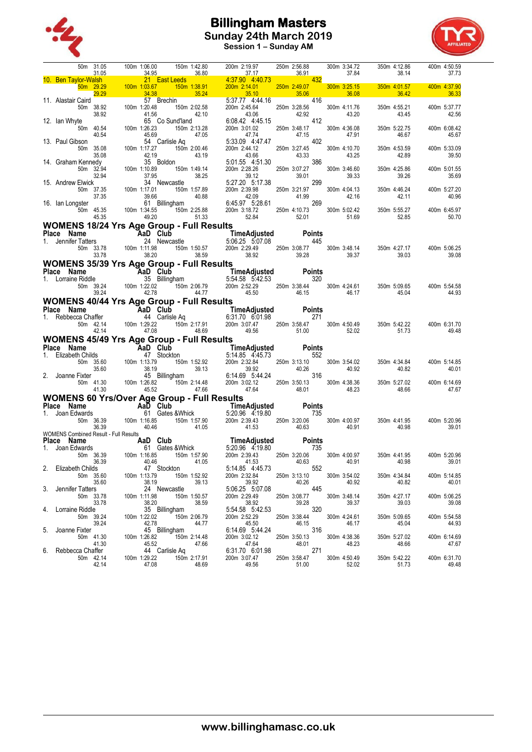| | | | | | | | | |
|---|---|---|---|---|---|---|---|---|
| | 50m 31.05 | 100m 1:06.00 | 150m 1:42.80 | 200m 2:19.97 | 250m 2:56.88 | 300m 3:34.72 | 350m 4:12.86 | 400m 4:50.59 |
| | 31.05 | 34.95 | 36.80 | 37.17 | 36.91 | 37.84 | 38.14 | 37.73 |
| 10. Ben Taylor-Walsh | | 21 East Leeds | | 4:37.90 4:40.73 | 432 | | | |
| | 50m 29.29 | 100m 1:03.67 | 150m 1:38.91 | 200m 2:14.01 | 250m 2:49.07 | 300m 3:25.15 | 350m 4:01.57 | 400m 4:37.90 |
| | 29.29 | 34.38 | 35.24 | 35.10 | 35.06 | 36.08 | 36.42 | 36.33 |
| 11. Alastair Caird | | 57 Brechin | | 5:37.77 4:44.16 | 416 | | | |
| | 50m 38.92 | 100m 1:20.48 | 150m 2:02.58 | 200m 2:45.64 | 250m 3:28.56 | 300m 4:11.76 | 350m 4:55.21 | 400m 5:37.77 |
| | 38.92 | 41.56 | 42.10 | 43.06 | 42.92 | 43.20 | 43.45 | 42.56 |
| 12. Ian Whyte | | 65 Co Sund'land | | 6:08.42 4:45.15 | 412 | | | |
| | 50m 40.54 | 100m 1:26.23 | 150m 2:13.28 | 200m 3:01.02 | 250m 3:48.17 | 300m 4:36.08 | 350m 5:22.75 | 400m 6:08.42 |
| | 40.54 | 45.69 | 47.05 | 47.74 | 47.15 | 47.91 | 46.67 | 45.67 |
| 13. Paul Gibson | | 54 Carlisle Aq | | 5:33.09 4:47.47 | 402 | | | |
| | 50m 35.08 | 100m 1:17.27 | 150m 2:00.46 | 200m 2:44.12 | 250m 3:27.45 | 300m 4:10.70 | 350m 4:53.59 | 400m 5:33.09 |
| | 35.08 | 42.19 | 43.19 | 43.66 | 43.33 | 43.25 | 42.89 | 39.50 |
| 14. Graham Kennedy | | 35 Boldon | | 5:01.55 4:51.30 | 386 | | | |
| | 50m 32.94 | 100m 1:10.89 | 150m 1:49.14 | 200m 2:28.26 | 250m 3:07.27 | 300m 3:46.60 | 350m 4:25.86 | 400m 5:01.55 |
| | 32.94 | 37.95 | 38.25 | 39.12 | 39.01 | 39.33 | 39.26 | 35.69 |
| 15. Andrew Elwick | | 34 Newcastle | | 5:27.20 5:17.38 | 299 | | | |
| | 50m 37.35 | 100m 1:17.01 | 150m 1:57.89 | 200m 2:39.98 | 250m 3:21.97 | 300m 4:04.13 | 350m 4:46.24 | 400m 5:27.20 |
| | 37.35 | 39.66 | 40.88 | 42.09 | 41.99 | 42.16 | 42.11 | 40.96 |
| 16. Ian Longster | | 61 Billingham | | 6:45.97 5:28.61 | 269 | | | |
| | 50m 45.35 | 100m 1:34.55 | 150m 2:25.88 | 200m 3:18.72 | 250m 4:10.73 | 300m 5:02.42 | 350m 5:55.27 | 400m 6:45.97 |
| | 45.35 | 49.20 | 51.33 | 52.84 | 52.01 | 51.69 | 52.85 | 50.70 |

## WOMENS 18/24 Yrs Age Group - Full Results

| Place Name | | AaD Club | | TimeAdjusted | Points | | | |
|---|---|---|---|---|---|---|---|---|
| 1. Jennifer Tatters | | 24 Newcastle | | 5:06.25 5:07.08 | 445 | | | |
| | 50m 33.78 | 100m 1:11.98 | 150m 1:50.57 | 200m 2:29.49 | 250m 3:08.77 | 300m 3:48.14 | 350m 4:27.17 | 400m 5:06.25 |
| | 33.78 | 38.20 | 38.59 | 38.92 | 39.28 | 39.37 | 39.03 | 39.08 |

## WOMENS 35/39 Yrs Age Group - Full Results

| Place Name | | AaD Club | | TimeAdjusted | Points | | | |
|---|---|---|---|---|---|---|---|---|
| 1. Lorraine Riddle | | 35 Billingham | | 5:54.58 5:42.53 | 320 | | | |
| | 50m 39.24 | 100m 1:22.02 | 150m 2:06.79 | 200m 2:52.29 | 250m 3:38.44 | 300m 4:24.61 | 350m 5:09.65 | 400m 5:54.58 |
| | 39.24 | 42.78 | 44.77 | 45.50 | 46.15 | 46.17 | 45.04 | 44.93 |

## WOMENS 40/44 Yrs Age Group - Full Results

| Place Name | | AaD Club | | TimeAdjusted | Points | | | |
|---|---|---|---|---|---|---|---|---|
| 1. Rebbecca Chaffer | | 44 Carlisle Aq | | 6:31.70 6:01.98 | 271 | | | |
| | 50m 42.14 | 100m 1:29.22 | 150m 2:17.91 | 200m 3:07.47 | 250m 3:58.47 | 300m 4:50.49 | 350m 5:42.22 | 400m 6:31.70 |
| | 42.14 | 47.08 | 48.69 | 49.56 | 51.00 | 52.02 | 51.73 | 49.48 |

## WOMENS 45/49 Yrs Age Group - Full Results

| Place Name | | AaD Club | | TimeAdjusted | Points | | | |
|---|---|---|---|---|---|---|---|---|
| 1. Elizabeth Childs | | 47 Stockton | | 5:14.85 4:45.73 | 552 | | | |
| | 50m 35.60 | 100m 1:13.79 | 150m 1:52.92 | 200m 2:32.84 | 250m 3:13.10 | 300m 3:54.02 | 350m 4:34.84 | 400m 5:14.85 |
| | 35.60 | 38.19 | 39.13 | 39.92 | 40.26 | 40.92 | 40.82 | 40.01 |
| 2. Joanne Fixter | | 45 Billingham | | 6:14.69 5:44.24 | 316 | | | |
| | 50m 41.30 | 100m 1:26.82 | 150m 2:14.48 | 200m 3:02.12 | 250m 3:50.13 | 300m 4:38.36 | 350m 5:27.02 | 400m 6:14.69 |
| | 41.30 | 45.52 | 47.66 | 47.64 | 48.01 | 48.23 | 48.66 | 47.67 |

## WOMENS 60 Yrs/Over Age Group - Full Results

| Place Name | | AaD Club | | TimeAdjusted | Points | | | |
|---|---|---|---|---|---|---|---|---|
| 1. Joan Edwards | | 61 Gates &Whick | | 5:20.96 4:19.80 | 735 | | | |
| | 50m 36.39 | 100m 1:16.85 | 150m 1:57.90 | 200m 2:39.43 | 250m 3:20.06 | 300m 4:00.97 | 350m 4:41.95 | 400m 5:20.96 |
| | 36.39 | 40.46 | 41.05 | 41.53 | 40.63 | 40.91 | 40.98 | 39.01 |

WOMENS Combined Result - Full Results

| Place Name | | AaD Club | | TimeAdjusted | Points | | | |
|---|---|---|---|---|---|---|---|---|
| 1. Joan Edwards | | 61 Gates &Whick | | 5:20.96 4:19.80 | 735 | | | |
| | 50m 36.39 | 100m 1:16.85 | 150m 1:57.90 | 200m 2:39.43 | 250m 3:20.06 | 300m 4:00.97 | 350m 4:41.95 | 400m 5:20.96 |
| | 36.39 | 40.46 | 41.05 | 41.53 | 40.63 | 40.91 | 40.98 | 39.01 |
| 2. Elizabeth Childs | | 47 Stockton | | 5:14.85 4:45.73 | 552 | | | |
| | 50m 35.60 | 100m 1:13.79 | 150m 1:52.92 | 200m 2:32.84 | 250m 3:13.10 | 300m 3:54.02 | 350m 4:34.84 | 400m 5:14.85 |
| | 35.60 | 38.19 | 39.13 | 39.92 | 40.26 | 40.92 | 40.82 | 40.01 |
| 3. Jennifer Tatters | | 24 Newcastle | | 5:06.25 5:07.08 | 445 | | | |
| | 50m 33.78 | 100m 1:11.98 | 150m 1:50.57 | 200m 2:29.49 | 250m 3:08.77 | 300m 3:48.14 | 350m 4:27.17 | 400m 5:06.25 |
| | 33.78 | 38.20 | 38.59 | 38.92 | 39.28 | 39.37 | 39.03 | 39.08 |
| 4. Lorraine Riddle | | 35 Billingham | | 5:54.58 5:42.53 | 320 | | | |
| | 50m 39.24 | 100m 1:22.02 | 150m 2:06.79 | 200m 2:52.29 | 250m 3:38.44 | 300m 4:24.61 | 350m 5:09.65 | 400m 5:54.58 |
| | 39.24 | 42.78 | 44.77 | 45.50 | 46.15 | 46.17 | 45.04 | 44.93 |
| 5. Joanne Fixter | | 45 Billingham | | 6:14.69 5:44.24 | 316 | | | |
| | 50m 41.30 | 100m 1:26.82 | 150m 2:14.48 | 200m 3:02.12 | 250m 3:50.13 | 300m 4:38.36 | 350m 5:27.02 | 400m 6:14.69 |
| | 41.30 | 45.52 | 47.66 | 47.64 | 48.01 | 48.23 | 48.66 | 47.67 |
| 6. Rebbecca Chaffer | | 44 Carlisle Aq | | 6:31.70 6:01.98 | 271 | | | |
| | 50m 42.14 | 100m 1:29.22 | 150m 2:17.91 | 200m 3:07.47 | 250m 3:58.47 | 300m 4:50.49 | 350m 5:42.22 | 400m 6:31.70 |
| | 42.14 | 47.08 | 48.69 | 49.56 | 51.00 | 52.02 | 51.73 | 49.48 |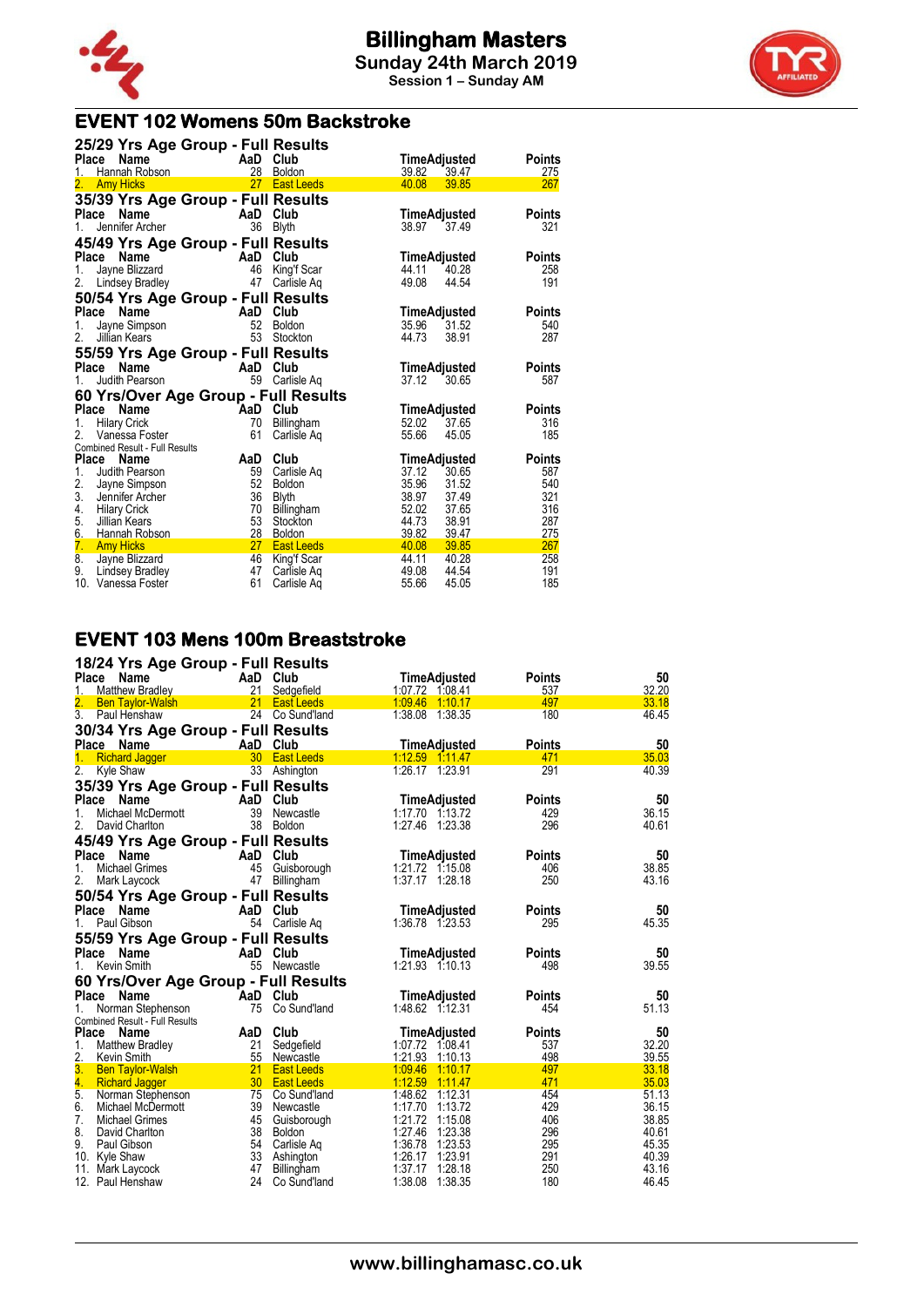# Billingham Masters
## Sunday 24th March 2019
### Session 1 – Sunday AM

## EVENT 102 Womens 50m Backstroke

### 25/29 Yrs Age Group - Full Results

| Place | Name | AaD | Club | Time | Adjusted | Points |
|---|---|---|---|---|---|---|
| 1. | Hannah Robson | 28 | Boldon | 39.82 | 39.47 | 275 |
| 2. | Amy Hicks | 27 | East Leeds | 40.08 | 39.85 | 267 |

### 35/39 Yrs Age Group - Full Results

| Place | Name | AaD | Club | Time | Adjusted | Points |
|---|---|---|---|---|---|---|
| 1. | Jennifer Archer | 36 | Blyth | 38.97 | 37.49 | 321 |

### 45/49 Yrs Age Group - Full Results

| Place | Name | AaD | Club | Time | Adjusted | Points |
|---|---|---|---|---|---|---|
| 1. | Jayne Blizzard | 46 | King'f Scar | 44.11 | 40.28 | 258 |
| 2. | Lindsey Bradley | 47 | Carlisle Aq | 49.08 | 44.54 | 191 |

### 50/54 Yrs Age Group - Full Results

| Place | Name | AaD | Club | Time | Adjusted | Points |
|---|---|---|---|---|---|---|
| 1. | Jayne Simpson | 52 | Boldon | 35.96 | 31.52 | 540 |
| 2. | Jillian Kears | 53 | Stockton | 44.73 | 38.91 | 287 |

### 55/59 Yrs Age Group - Full Results

| Place | Name | AaD | Club | Time | Adjusted | Points |
|---|---|---|---|---|---|---|
| 1. | Judith Pearson | 59 | Carlisle Aq | 37.12 | 30.65 | 587 |

### 60 Yrs/Over Age Group - Full Results

| Place | Name | AaD | Club | Time | Adjusted | Points |
|---|---|---|---|---|---|---|
| 1. | Hilary Crick | 70 | Billingham | 52.02 | 37.65 | 316 |
| 2. | Vanessa Foster | 61 | Carlisle Aq | 55.66 | 45.05 | 185 |

Combined Result - Full Results

| Place | Name | AaD | Club | Time | Adjusted | Points |
|---|---|---|---|---|---|---|
| 1. | Judith Pearson | 59 | Carlisle Aq | 37.12 | 30.65 | 587 |
| 2. | Jayne Simpson | 52 | Boldon | 35.96 | 31.52 | 540 |
| 3. | Jennifer Archer | 36 | Blyth | 38.97 | 37.49 | 321 |
| 4. | Hilary Crick | 70 | Billingham | 52.02 | 37.65 | 316 |
| 5. | Jillian Kears | 53 | Stockton | 44.73 | 38.91 | 287 |
| 6. | Hannah Robson | 28 | Boldon | 39.82 | 39.47 | 275 |
| 7. | Amy Hicks | 27 | East Leeds | 40.08 | 39.85 | 267 |
| 8. | Jayne Blizzard | 46 | King'f Scar | 44.11 | 40.28 | 258 |
| 9. | Lindsey Bradley | 47 | Carlisle Aq | 49.08 | 44.54 | 191 |
| 10. | Vanessa Foster | 61 | Carlisle Aq | 55.66 | 45.05 | 185 |

## EVENT 103 Mens 100m Breaststroke

### 18/24 Yrs Age Group - Full Results

| Place | Name | AaD | Club | Time | Adjusted | Points | 50 |
|---|---|---|---|---|---|---|---|
| 1. | Matthew Bradley | 21 | Sedgefield | 1:07.72 | 1:08.41 | 537 | 32.20 |
| 2. | Ben Taylor-Walsh | 21 | East Leeds | 1:09.46 | 1:10.17 | 497 | 33.18 |
| 3. | Paul Henshaw | 24 | Co Sund'land | 1:38.08 | 1:38.35 | 180 | 46.45 |

### 30/34 Yrs Age Group - Full Results

| Place | Name | AaD | Club | Time | Adjusted | Points | 50 |
|---|---|---|---|---|---|---|---|
| 1. | Richard Jagger | 30 | East Leeds | 1:12.59 | 1:11.47 | 471 | 35.03 |
| 2. | Kyle Shaw | 33 | Ashington | 1:26.17 | 1:23.91 | 291 | 40.39 |

### 35/39 Yrs Age Group - Full Results

| Place | Name | AaD | Club | Time | Adjusted | Points | 50 |
|---|---|---|---|---|---|---|---|
| 1. | Michael McDermott | 39 | Newcastle | 1:17.70 | 1:13.72 | 429 | 36.15 |
| 2. | David Charlton | 38 | Boldon | 1:27.46 | 1:23.38 | 296 | 40.61 |

### 45/49 Yrs Age Group - Full Results

| Place | Name | AaD | Club | Time | Adjusted | Points | 50 |
|---|---|---|---|---|---|---|---|
| 1. | Michael Grimes | 45 | Guisborough | 1:21.72 | 1:15.08 | 406 | 38.85 |
| 2. | Mark Laycock | 47 | Billingham | 1:37.17 | 1:28.18 | 250 | 43.16 |

### 50/54 Yrs Age Group - Full Results

| Place | Name | AaD | Club | Time | Adjusted | Points | 50 |
|---|---|---|---|---|---|---|---|
| 1. | Paul Gibson | 54 | Carlisle Aq | 1:36.78 | 1:23.53 | 295 | 45.35 |

### 55/59 Yrs Age Group - Full Results

| Place | Name | AaD | Club | Time | Adjusted | Points | 50 |
|---|---|---|---|---|---|---|---|
| 1. | Kevin Smith | 55 | Newcastle | 1:21.93 | 1:10.13 | 498 | 39.55 |

### 60 Yrs/Over Age Group - Full Results

| Place | Name | AaD | Club | Time | Adjusted | Points | 50 |
|---|---|---|---|---|---|---|---|
| 1. | Norman Stephenson | 75 | Co Sund'land | 1:48.62 | 1:12.31 | 454 | 51.13 |

Combined Result - Full Results

| Place | Name | AaD | Club | Time | Adjusted | Points | 50 |
|---|---|---|---|---|---|---|---|
| 1. | Matthew Bradley | 21 | Sedgefield | 1:07.72 | 1:08.41 | 537 | 32.20 |
| 2. | Kevin Smith | 55 | Newcastle | 1:21.93 | 1:10.13 | 498 | 39.55 |
| 3. | Ben Taylor-Walsh | 21 | East Leeds | 1:09.46 | 1:10.17 | 497 | 33.18 |
| 4. | Richard Jagger | 30 | East Leeds | 1:12.59 | 1:11.47 | 471 | 35.03 |
| 5. | Norman Stephenson | 75 | Co Sund'land | 1:48.62 | 1:12.31 | 454 | 51.13 |
| 6. | Michael McDermott | 39 | Newcastle | 1:17.70 | 1:13.72 | 429 | 36.15 |
| 7. | Michael Grimes | 45 | Guisborough | 1:21.72 | 1:15.08 | 406 | 38.85 |
| 8. | David Charlton | 38 | Boldon | 1:27.46 | 1:23.38 | 296 | 40.61 |
| 9. | Paul Gibson | 54 | Carlisle Aq | 1:36.78 | 1:23.53 | 295 | 45.35 |
| 10. | Kyle Shaw | 33 | Ashington | 1:26.17 | 1:23.91 | 291 | 40.39 |
| 11. | Mark Laycock | 47 | Billingham | 1:37.17 | 1:28.18 | 250 | 43.16 |
| 12. | Paul Henshaw | 24 | Co Sund'land | 1:38.08 | 1:38.35 | 180 | 46.45 |

www.billinghamasc.co.uk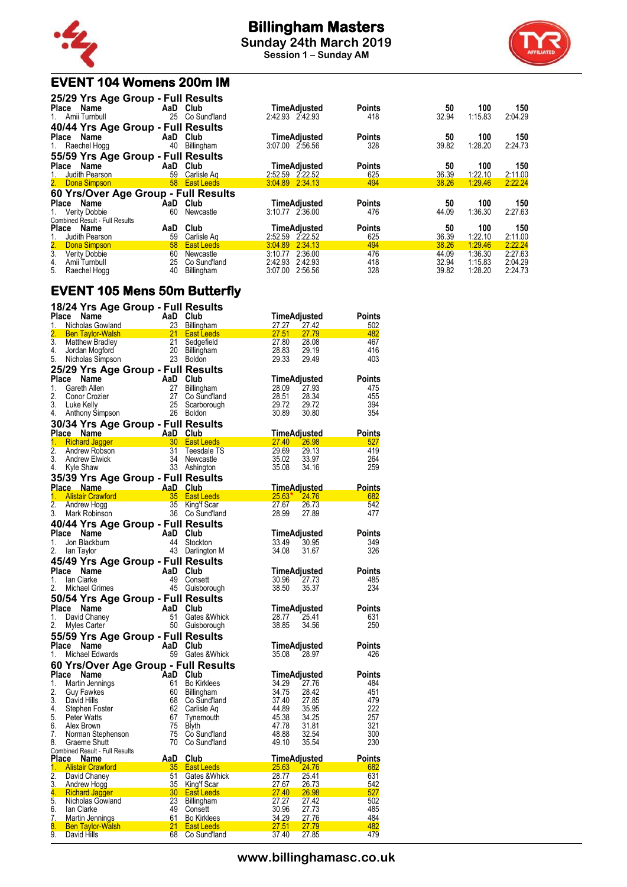# Billingham Masters

**Sunday 24th March 2019**

**Session 1 – Sunday AM**

## EVENT 104 Womens 200m IM

### 25/29 Yrs Age Group - Full Results

| Place | Name | AaD | Club | Time | Adjusted | Points | 50 | 100 | 150 |
|---|---|---|---|---|---|---|---|---|---|
| 1. | Amii Turnbull | 25 | Co Sund'land | 2:42.93 | 2:42.93 | 418 | 32.94 | 1:15.83 | 2:04.29 |

### 40/44 Yrs Age Group - Full Results

| Place | Name | AaD | Club | Time | Adjusted | Points | 50 | 100 | 150 |
|---|---|---|---|---|---|---|---|---|---|
| 1. | Raechel Hogg | 40 | Billingham | 3:07.00 | 2:56.56 | 328 | 39.82 | 1:28.20 | 2:24.73 |

### 55/59 Yrs Age Group - Full Results

| Place | Name | AaD | Club | Time | Adjusted | Points | 50 | 100 | 150 |
|---|---|---|---|---|---|---|---|---|---|
| 1. | Judith Pearson | 59 | Carlisle Aq | 2:52.59 | 2:22.52 | 625 | 36.39 | 1:22.10 | 2:11.00 |
| 2. | Dona Simpson | 58 | East Leeds | 3:04.89 | 2:34.13 | 494 | 38.26 | 1:29.46 | 2:22.24 |

### 60 Yrs/Over Age Group - Full Results

| Place | Name | AaD | Club | Time | Adjusted | Points | 50 | 100 | 150 |
|---|---|---|---|---|---|---|---|---|---|
| 1. | Verity Dobbie | 60 | Newcastle | 3:10.77 | 2:36.00 | 476 | 44.09 | 1:36.30 | 2:27.63 |

Combined Result - Full Results

| Place | Name | AaD | Club | Time | Adjusted | Points | 50 | 100 | 150 |
|---|---|---|---|---|---|---|---|---|---|
| 1. | Judith Pearson | 59 | Carlisle Aq | 2:52.59 | 2:22.52 | 625 | 36.39 | 1:22.10 | 2:11.00 |
| 2. | Dona Simpson | 58 | East Leeds | 3:04.89 | 2:34.13 | 494 | 38.26 | 1:29.46 | 2:22.24 |
| 3. | Verity Dobbie | 60 | Newcastle | 3:10.77 | 2:36.00 | 476 | 44.09 | 1:36.30 | 2:27.63 |
| 4. | Amii Turnbull | 25 | Co Sund'land | 2:42.93 | 2:42.93 | 418 | 32.94 | 1:15.83 | 2:04.29 |
| 5. | Raechel Hogg | 40 | Billingham | 3:07.00 | 2:56.56 | 328 | 39.82 | 1:28.20 | 2:24.73 |

## EVENT 105 Mens 50m Butterfly

### 18/24 Yrs Age Group - Full Results

| Place | Name | AaD | Club | Time | Adjusted | Points |
|---|---|---|---|---|---|---|
| 1. | Nicholas Gowland | 23 | Billingham | 27.27 | 27.42 | 502 |
| 2. | Ben Taylor-Walsh | 21 | East Leeds | 27.51 | 27.79 | 482 |
| 3. | Matthew Bradley | 21 | Sedgefield | 27.80 | 28.08 | 467 |
| 4. | Jordan Mogford | 20 | Billingham | 28.83 | 29.19 | 416 |
| 5. | Nicholas Simpson | 23 | Boldon | 29.33 | 29.49 | 403 |

### 25/29 Yrs Age Group - Full Results

| Place | Name | AaD | Club | Time | Adjusted | Points |
|---|---|---|---|---|---|---|
| 1. | Gareth Allen | 27 | Billingham | 28.09 | 27.93 | 475 |
| 2. | Conor Crozier | 27 | Co Sund'land | 28.51 | 28.34 | 455 |
| 3. | Luke Kelly | 25 | Scarborough | 29.72 | 29.72 | 394 |
| 4. | Anthony Simpson | 26 | Boldon | 30.89 | 30.80 | 354 |

### 30/34 Yrs Age Group - Full Results

| Place | Name | AaD | Club | Time | Adjusted | Points |
|---|---|---|---|---|---|---|
| 1. | Richard Jagger | 30 | East Leeds | 27.40 | 26.98 | 527 |
| 2. | Andrew Robson | 31 | Teesdale TS | 29.69 | 29.13 | 419 |
| 3. | Andrew Elwick | 34 | Newcastle | 35.02 | 33.97 | 264 |
| 4. | Kyle Shaw | 33 | Ashington | 35.08 | 34.16 | 259 |

### 35/39 Yrs Age Group - Full Results

| Place | Name | AaD | Club | Time | Adjusted | Points |
|---|---|---|---|---|---|---|
| 1. | Alistair Crawford | 35 | East Leeds | 25.63* | 24.76 | 682 |
| 2. | Andrew Hogg | 35 | King'f Scar | 27.67 | 26.73 | 542 |
| 3. | Mark Robinson | 36 | Co Sund'land | 28.99 | 27.89 | 477 |

### 40/44 Yrs Age Group - Full Results

| Place | Name | AaD | Club | Time | Adjusted | Points |
|---|---|---|---|---|---|---|
| 1. | Jon Blackburn | 44 | Stockton | 33.49 | 30.95 | 349 |
| 2. | Ian Taylor | 43 | Darlington M | 34.08 | 31.67 | 326 |

### 45/49 Yrs Age Group - Full Results

| Place | Name | AaD | Club | Time | Adjusted | Points |
|---|---|---|---|---|---|---|
| 1. | Ian Clarke | 49 | Consett | 30.96 | 27.73 | 485 |
| 2. | Michael Grimes | 45 | Guisborough | 38.50 | 35.37 | 234 |

### 50/54 Yrs Age Group - Full Results

| Place | Name | AaD | Club | Time | Adjusted | Points |
|---|---|---|---|---|---|---|
| 1. | David Chaney | 51 | Gates &Whick | 28.77 | 25.41 | 631 |
| 2. | Myles Carter | 50 | Guisborough | 38.85 | 34.56 | 250 |

### 55/59 Yrs Age Group - Full Results

| Place | Name | AaD | Club | Time | Adjusted | Points |
|---|---|---|---|---|---|---|
| 1. | Michael Edwards | 59 | Gates &Whick | 35.08 | 28.97 | 426 |

### 60 Yrs/Over Age Group - Full Results

| Place | Name | AaD | Club | Time | Adjusted | Points |
|---|---|---|---|---|---|---|
| 1. | Martin Jennings | 61 | Bo Kirklees | 34.29 | 27.76 | 484 |
| 2. | Guy Fawkes | 60 | Billingham | 34.75 | 28.42 | 451 |
| 3. | David Hills | 68 | Co Sund'land | 37.40 | 27.85 | 479 |
| 4. | Stephen Foster | 62 | Carlisle Aq | 44.89 | 35.95 | 222 |
| 5. | Peter Watts | 67 | Tynemouth | 45.38 | 34.25 | 257 |
| 6. | Alex Brown | 75 | Blyth | 47.78 | 31.81 | 321 |
| 7. | Norman Stephenson | 75 | Co Sund'land | 48.88 | 32.54 | 300 |
| 8. | Graeme Shutt | 70 | Co Sund'land | 49.10 | 35.54 | 230 |

Combined Result - Full Results

| Place | Name | AaD | Club | Time | Adjusted | Points |
|---|---|---|---|---|---|---|
| 1. | Alistair Crawford | 35 | East Leeds | 25.63 | 24.76 | 682 |
| 2. | David Chaney | 51 | Gates &Whick | 28.77 | 25.41 | 631 |
| 3. | Andrew Hogg | 35 | King'f Scar | 27.67 | 26.73 | 542 |
| 4. | Richard Jagger | 30 | East Leeds | 27.40 | 26.98 | 527 |
| 5. | Nicholas Gowland | 23 | Billingham | 27.27 | 27.42 | 502 |
| 6. | Ian Clarke | 49 | Consett | 30.96 | 27.73 | 485 |
| 7. | Martin Jennings | 61 | Bo Kirklees | 34.29 | 27.76 | 484 |
| 8. | Ben Taylor-Walsh | 21 | East Leeds | 27.51 | 27.79 | 482 |
| 9. | David Hills | 68 | Co Sund'land | 37.40 | 27.85 | 479 |

www.billinghamasc.co.uk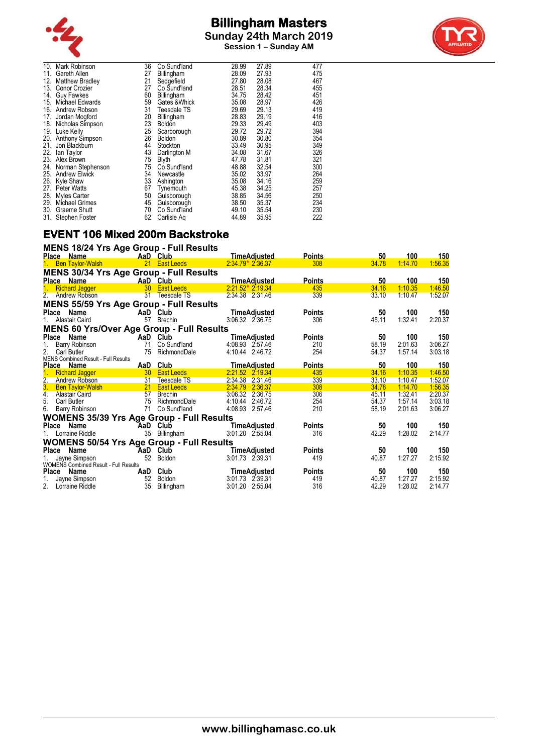| Place | Name | AaD | Club | Time | Adjusted | Points |
|---|---|---|---|---|---|---|
| 10. | Mark Robinson | 36 | Co Sund'land | 28.99 | 27.89 | 477 |
| 11. | Gareth Allen | 27 | Billingham | 28.09 | 27.93 | 475 |
| 12. | Matthew Bradley | 21 | Sedgefield | 27.80 | 28.08 | 467 |
| 13. | Conor Crozier | 27 | Co Sund'land | 28.51 | 28.34 | 455 |
| 14. | Guy Fawkes | 60 | Billingham | 34.75 | 28.42 | 451 |
| 15. | Michael Edwards | 59 | Gates &Whick | 35.08 | 28.97 | 426 |
| 16. | Andrew Robson | 31 | Teesdale TS | 29.69 | 29.13 | 419 |
| 17. | Jordan Mogford | 20 | Billingham | 28.83 | 29.19 | 416 |
| 18. | Nicholas Simpson | 23 | Boldon | 29.33 | 29.49 | 403 |
| 19. | Luke Kelly | 25 | Scarborough | 29.72 | 29.72 | 394 |
| 20. | Anthony Simpson | 26 | Boldon | 30.89 | 30.80 | 354 |
| 21. | Jon Blackburn | 44 | Stockton | 33.49 | 30.95 | 349 |
| 22. | Ian Taylor | 43 | Darlington M | 34.08 | 31.67 | 326 |
| 23. | Alex Brown | 75 | Blyth | 47.78 | 31.81 | 321 |
| 24. | Norman Stephenson | 75 | Co Sund'land | 48.88 | 32.54 | 300 |
| 25. | Andrew Elwick | 34 | Newcastle | 35.02 | 33.97 | 264 |
| 26. | Kyle Shaw | 33 | Ashington | 35.08 | 34.16 | 259 |
| 27. | Peter Watts | 67 | Tynemouth | 45.38 | 34.25 | 257 |
| 28. | Myles Carter | 50 | Guisborough | 38.85 | 34.56 | 250 |
| 29. | Michael Grimes | 45 | Guisborough | 38.50 | 35.37 | 234 |
| 30. | Graeme Shutt | 70 | Co Sund'land | 49.10 | 35.54 | 230 |
| 31. | Stephen Foster | 62 | Carlisle Aq | 44.89 | 35.95 | 222 |

## EVENT 106 Mixed 200m Backstroke

### MENS 18/24 Yrs Age Group - Full Results

| Place | Name | AaD | Club | Time | Adjusted | Points | 50 | 100 | 150 |
|---|---|---|---|---|---|---|---|---|---|
| 1. | Ben Taylor-Walsh | 21 | East Leeds | 2:34.79* | 2:36.37 | 308 | 34.78 | 1:14.70 | 1:56.35 |

### MENS 30/34 Yrs Age Group - Full Results

| Place | Name | AaD | Club | Time | Adjusted | Points | 50 | 100 | 150 |
|---|---|---|---|---|---|---|---|---|---|
| 1. | Richard Jagger | 30 | East Leeds | 2:21.52* | 2:19.34 | 435 | 34.16 | 1:10.35 | 1:46.50 |
| 2. | Andrew Robson | 31 | Teesdale TS | 2:34.38 | 2:31.46 | 339 | 33.10 | 1:10.47 | 1:52.07 |

### MENS 55/59 Yrs Age Group - Full Results

| Place | Name | AaD | Club | Time | Adjusted | Points | 50 | 100 | 150 |
|---|---|---|---|---|---|---|---|---|---|
| 1. | Alastair Caird | 57 | Brechin | 3:06.32 | 2:36.75 | 306 | 45.11 | 1:32.41 | 2:20.37 |

### MENS 60 Yrs/Over Age Group - Full Results

| Place | Name | AaD | Club | Time | Adjusted | Points | 50 | 100 | 150 |
|---|---|---|---|---|---|---|---|---|---|
| 1. | Barry Robinson | 71 | Co Sund'land | 4:08.93 | 2:57.46 | 210 | 58.19 | 2:01.63 | 3:06.27 |
| 2. | Carl Butler | 75 | RichmondDale | 4:10.44 | 2:46.72 | 254 | 54.37 | 1:57.14 | 3:03.18 |

MENS Combined Result - Full Results

| Place | Name | AaD | Club | Time | Adjusted | Points | 50 | 100 | 150 |
|---|---|---|---|---|---|---|---|---|---|
| 1. | Richard Jagger | 30 | East Leeds | 2:21.52 | 2:19.34 | 435 | 34.16 | 1:10.35 | 1:46.50 |
| 2. | Andrew Robson | 31 | Teesdale TS | 2:34.38 | 2:31.46 | 339 | 33.10 | 1:10.47 | 1:52.07 |
| 3. | Ben Taylor-Walsh | 21 | East Leeds | 2:34.79 | 2:36.37 | 308 | 34.78 | 1:14.70 | 1:56.35 |
| 4. | Alastair Caird | 57 | Brechin | 3:06.32 | 2:36.75 | 306 | 45.11 | 1:32.41 | 2:20.37 |
| 5. | Carl Butler | 75 | RichmondDale | 4:10.44 | 2:46.72 | 254 | 54.37 | 1:57.14 | 3:03.18 |
| 6. | Barry Robinson | 71 | Co Sund'land | 4:08.93 | 2:57.46 | 210 | 58.19 | 2:01.63 | 3:06.27 |

### WOMENS 35/39 Yrs Age Group - Full Results

| Place | Name | AaD | Club | Time | Adjusted | Points | 50 | 100 | 150 |
|---|---|---|---|---|---|---|---|---|---|
| 1. | Lorraine Riddle | 35 | Billingham | 3:01.20 | 2:55.04 | 316 | 42.29 | 1:28.02 | 2:14.77 |

### WOMENS 50/54 Yrs Age Group - Full Results

| Place | Name | AaD | Club | Time | Adjusted | Points | 50 | 100 | 150 |
|---|---|---|---|---|---|---|---|---|---|
| 1. | Jayne Simpson | 52 | Boldon | 3:01.73 | 2:39.31 | 419 | 40.87 | 1:27.27 | 2:15.92 |

WOMENS Combined Result - Full Results

| Place | Name | AaD | Club | Time | Adjusted | Points | 50 | 100 | 150 |
|---|---|---|---|---|---|---|---|---|---|
| 1. | Jayne Simpson | 52 | Boldon | 3:01.73 | 2:39.31 | 419 | 40.87 | 1:27.27 | 2:15.92 |
| 2. | Lorraine Riddle | 35 | Billingham | 3:01.20 | 2:55.04 | 316 | 42.29 | 1:28.02 | 2:14.77 |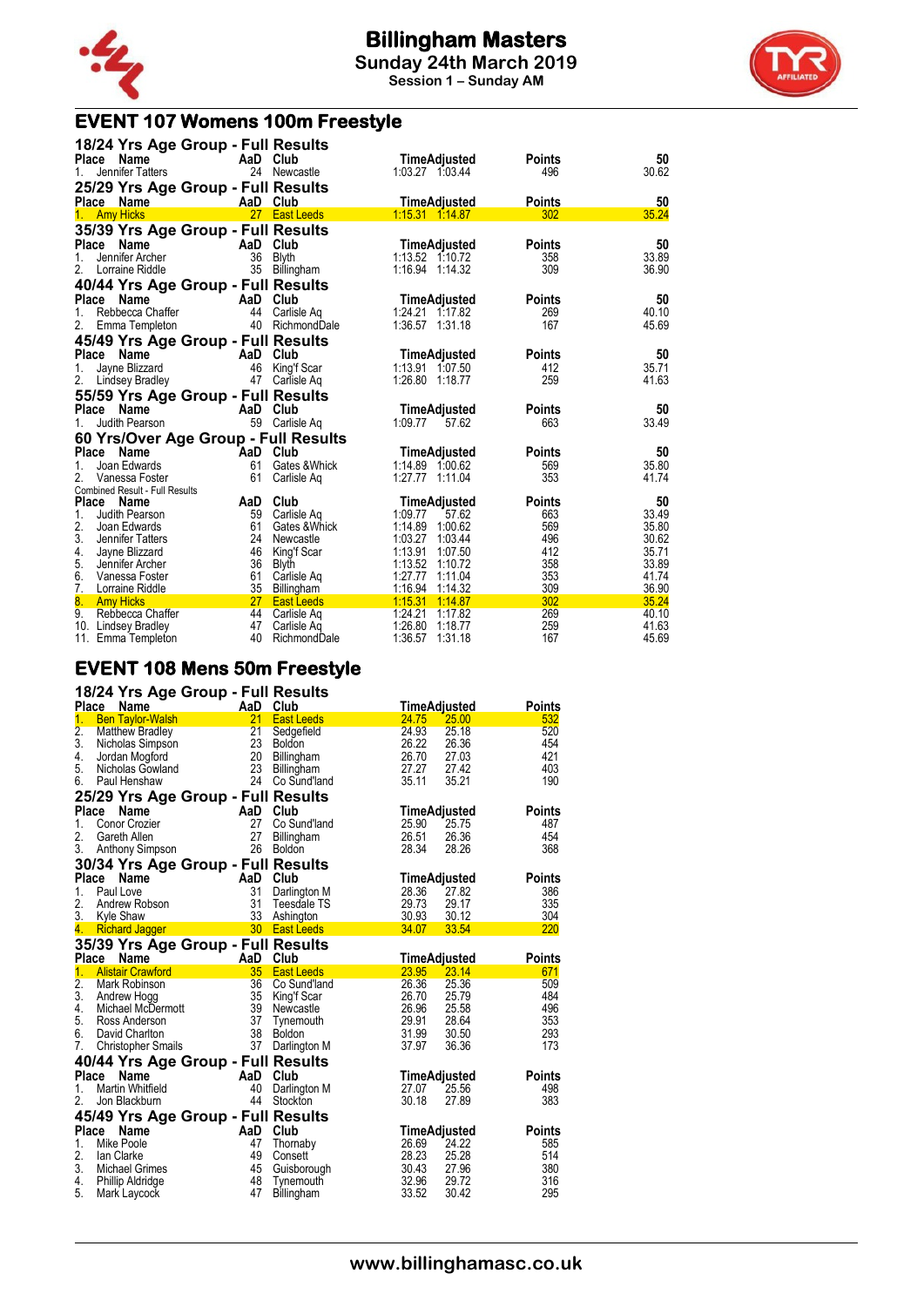# Billingham Masters

**Sunday 24th March 2019**

**Session 1 – Sunday AM**

## EVENT 107 Womens 100m Freestyle

### 18/24 Yrs Age Group - Full Results

| Place | Name | AaD | Club | Time | Adjusted | Points | 50 |
|---|---|---|---|---|---|---|---|
| 1. | Jennifer Tatters | 24 | Newcastle | 1:03.27 | 1:03.44 | 496 | 30.62 |

### 25/29 Yrs Age Group - Full Results

| Place | Name | AaD | Club | Time | Adjusted | Points | 50 |
|---|---|---|---|---|---|---|---|
| 1. | Amy Hicks | 27 | East Leeds | 1:15.31 | 1:14.87 | 302 | 35.24 |

### 35/39 Yrs Age Group - Full Results

| Place | Name | AaD | Club | Time | Adjusted | Points | 50 |
|---|---|---|---|---|---|---|---|
| 1. | Jennifer Archer | 36 | Blyth | 1:13.52 | 1:10.72 | 358 | 33.89 |
| 2. | Lorraine Riddle | 35 | Billingham | 1:16.94 | 1:14.32 | 309 | 36.90 |

### 40/44 Yrs Age Group - Full Results

| Place | Name | AaD | Club | Time | Adjusted | Points | 50 |
|---|---|---|---|---|---|---|---|
| 1. | Rebbecca Chaffer | 44 | Carlisle Aq | 1:24.21 | 1:17.82 | 269 | 40.10 |
| 2. | Emma Templeton | 40 | RichmondDale | 1:36.57 | 1:31.18 | 167 | 45.69 |

### 45/49 Yrs Age Group - Full Results

| Place | Name | AaD | Club | Time | Adjusted | Points | 50 |
|---|---|---|---|---|---|---|---|
| 1. | Jayne Blizzard | 46 | King'f Scar | 1:13.91 | 1:07.50 | 412 | 35.71 |
| 2. | Lindsey Bradley | 47 | Carlisle Aq | 1:26.80 | 1:18.77 | 259 | 41.63 |

### 55/59 Yrs Age Group - Full Results

| Place | Name | AaD | Club | Time | Adjusted | Points | 50 |
|---|---|---|---|---|---|---|---|
| 1. | Judith Pearson | 59 | Carlisle Aq | 1:09.77 | 57.62 | 663 | 33.49 |

### 60 Yrs/Over Age Group - Full Results

| Place | Name | AaD | Club | Time | Adjusted | Points | 50 |
|---|---|---|---|---|---|---|---|
| 1. | Joan Edwards | 61 | Gates &Whick | 1:14.89 | 1:00.62 | 569 | 35.80 |
| 2. | Vanessa Foster | 61 | Carlisle Aq | 1:27.77 | 1:11.04 | 353 | 41.74 |

Combined Result - Full Results

| Place | Name | AaD | Club | Time | Adjusted | Points | 50 |
|---|---|---|---|---|---|---|---|
| 1. | Judith Pearson | 59 | Carlisle Aq | 1:09.77 | 57.62 | 663 | 33.49 |
| 2. | Joan Edwards | 61 | Gates &Whick | 1:14.89 | 1:00.62 | 569 | 35.80 |
| 3. | Jennifer Tatters | 24 | Newcastle | 1:03.27 | 1:03.44 | 496 | 30.62 |
| 4. | Jayne Blizzard | 46 | King'f Scar | 1:13.91 | 1:07.50 | 412 | 35.71 |
| 5. | Jennifer Archer | 36 | Blyth | 1:13.52 | 1:10.72 | 358 | 33.89 |
| 6. | Vanessa Foster | 61 | Carlisle Aq | 1:27.77 | 1:11.04 | 353 | 41.74 |
| 7. | Lorraine Riddle | 35 | Billingham | 1:16.94 | 1:14.32 | 309 | 36.90 |
| 8. | Amy Hicks | 27 | East Leeds | 1:15.31 | 1:14.87 | 302 | 35.24 |
| 9. | Rebbecca Chaffer | 44 | Carlisle Aq | 1:24.21 | 1:17.82 | 269 | 40.10 |
| 10. | Lindsey Bradley | 47 | Carlisle Aq | 1:26.80 | 1:18.77 | 259 | 41.63 |
| 11. | Emma Templeton | 40 | RichmondDale | 1:36.57 | 1:31.18 | 167 | 45.69 |

## EVENT 108 Mens 50m Freestyle

### 18/24 Yrs Age Group - Full Results

| Place | Name | AaD | Club | Time | Adjusted | Points |
|---|---|---|---|---|---|---|
| 1. | Ben Taylor-Walsh | 21 | East Leeds | 24.75 | 25.00 | 532 |
| 2. | Matthew Bradley | 21 | Sedgefield | 24.93 | 25.18 | 520 |
| 3. | Nicholas Simpson | 23 | Boldon | 26.22 | 26.36 | 454 |
| 4. | Jordan Mogford | 20 | Billingham | 26.70 | 27.03 | 421 |
| 5. | Nicholas Gowland | 23 | Billingham | 27.27 | 27.42 | 403 |
| 6. | Paul Henshaw | 24 | Co Sund'land | 35.11 | 35.21 | 190 |

### 25/29 Yrs Age Group - Full Results

| Place | Name | AaD | Club | Time | Adjusted | Points |
|---|---|---|---|---|---|---|
| 1. | Conor Crozier | 27 | Co Sund'land | 25.90 | 25.75 | 487 |
| 2. | Gareth Allen | 27 | Billingham | 26.51 | 26.36 | 454 |
| 3. | Anthony Simpson | 26 | Boldon | 28.34 | 28.26 | 368 |

### 30/34 Yrs Age Group - Full Results

| Place | Name | AaD | Club | Time | Adjusted | Points |
|---|---|---|---|---|---|---|
| 1. | Paul Love | 31 | Darlington M | 28.36 | 27.82 | 386 |
| 2. | Andrew Robson | 31 | Teesdale TS | 29.73 | 29.17 | 335 |
| 3. | Kyle Shaw | 33 | Ashington | 30.93 | 30.12 | 304 |
| 4. | Richard Jagger | 30 | East Leeds | 34.07 | 33.54 | 220 |

### 35/39 Yrs Age Group - Full Results

| Place | Name | AaD | Club | Time | Adjusted | Points |
|---|---|---|---|---|---|---|
| 1. | Alistair Crawford | 35 | East Leeds | 23.95 | 23.14 | 671 |
| 2. | Mark Robinson | 36 | Co Sund'land | 26.36 | 25.36 | 509 |
| 3. | Andrew Hogg | 35 | King'f Scar | 26.70 | 25.79 | 484 |
| 4. | Michael McDermott | 39 | Newcastle | 26.96 | 25.58 | 496 |
| 5. | Ross Anderson | 37 | Tynemouth | 29.91 | 28.64 | 353 |
| 6. | David Charlton | 38 | Boldon | 31.99 | 30.50 | 293 |
| 7. | Christopher Smails | 37 | Darlington M | 37.97 | 36.36 | 173 |

### 40/44 Yrs Age Group - Full Results

| Place | Name | AaD | Club | Time | Adjusted | Points |
|---|---|---|---|---|---|---|
| 1. | Martin Whitfield | 40 | Darlington M | 27.07 | 25.56 | 498 |
| 2. | Jon Blackburn | 44 | Stockton | 30.18 | 27.89 | 383 |

### 45/49 Yrs Age Group - Full Results

| Place | Name | AaD | Club | Time | Adjusted | Points |
|---|---|---|---|---|---|---|
| 1. | Mike Poole | 47 | Thornaby | 26.69 | 24.22 | 585 |
| 2. | Ian Clarke | 49 | Consett | 28.23 | 25.28 | 514 |
| 3. | Michael Grimes | 45 | Guisborough | 30.43 | 27.96 | 380 |
| 4. | Phillip Aldridge | 48 | Tynemouth | 32.96 | 29.72 | 316 |
| 5. | Mark Laycock | 47 | Billingham | 33.52 | 30.42 | 295 |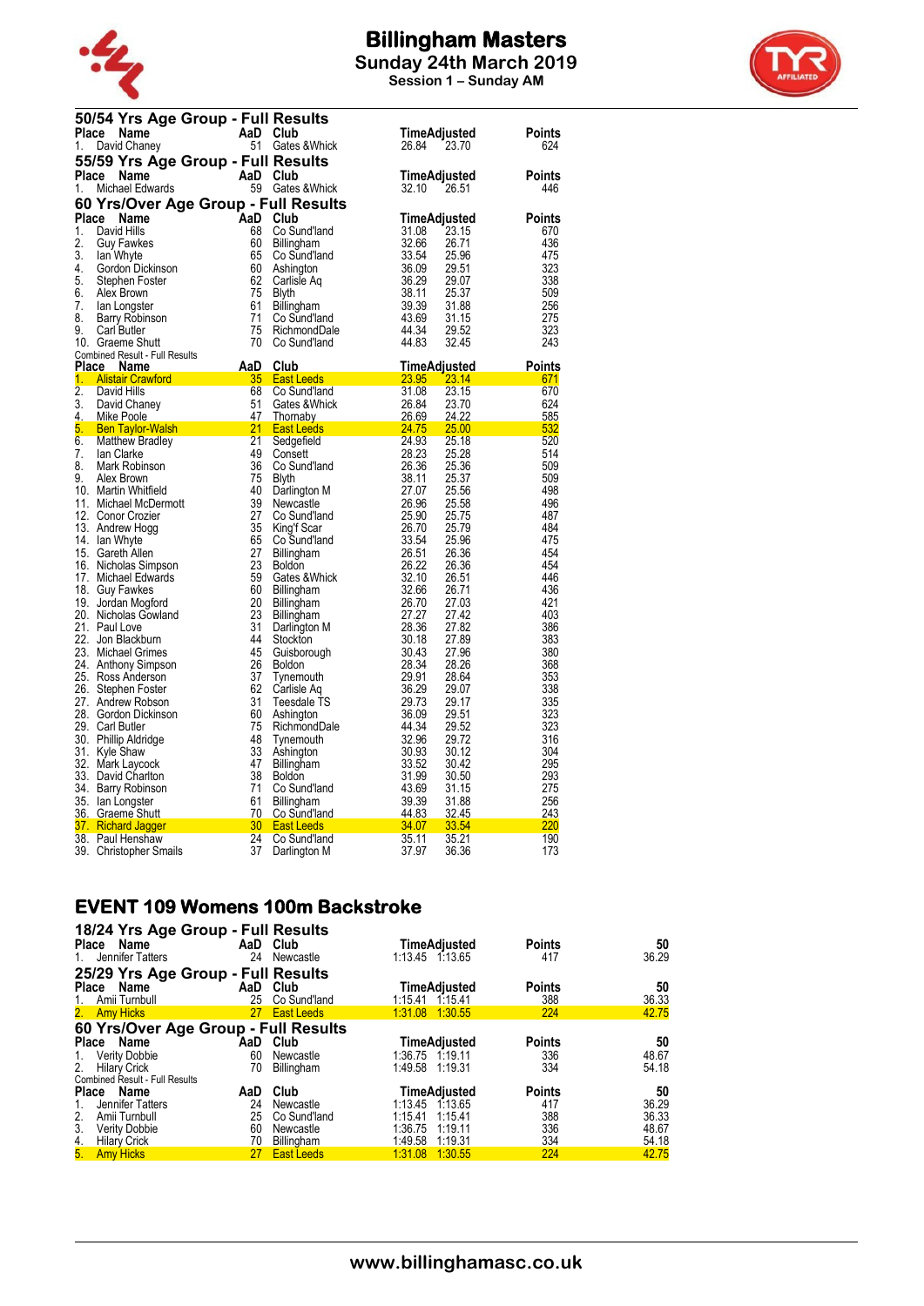# Billingham Masters

## Sunday 24th March 2019

### Session 1 – Sunday AM

## 50/54 Yrs Age Group - Full Results

| Place | Name | AaD | Club | Time | Adjusted | Points |
|---|---|---|---|---|---|---|
| 1. | David Chaney | 51 | Gates &Whick | 26.84 | 23.70 | 624 |

## 55/59 Yrs Age Group - Full Results

| Place | Name | AaD | Club | Time | Adjusted | Points |
|---|---|---|---|---|---|---|
| 1. | Michael Edwards | 59 | Gates &Whick | 32.10 | 26.51 | 446 |

## 60 Yrs/Over Age Group - Full Results

| Place | Name | AaD | Club | Time | Adjusted | Points |
|---|---|---|---|---|---|---|
| 1. | David Hills | 68 | Co Sund'land | 31.08 | 23.15 | 670 |
| 2. | Guy Fawkes | 60 | Billingham | 32.66 | 26.71 | 436 |
| 3. | Ian Whyte | 65 | Co Sund'land | 33.54 | 25.96 | 475 |
| 4. | Gordon Dickinson | 60 | Ashington | 36.09 | 29.51 | 323 |
| 5. | Stephen Foster | 62 | Carlisle Aq | 36.29 | 29.07 | 338 |
| 6. | Alex Brown | 75 | Blyth | 38.11 | 25.37 | 509 |
| 7. | Ian Longster | 61 | Billingham | 39.39 | 31.88 | 256 |
| 8. | Barry Robinson | 71 | Co Sund'land | 43.69 | 31.15 | 275 |
| 9. | Carl Butler | 75 | RichmondDale | 44.34 | 29.52 | 323 |
| 10. | Graeme Shutt | 70 | Co Sund'land | 44.83 | 32.45 | 243 |

Combined Result - Full Results

| Place | Name | AaD | Club | Time | Adjusted | Points |
|---|---|---|---|---|---|---|
| 1. | Alistair Crawford | 35 | East Leeds | 23.95 | 23.14 | 671 |
| 2. | David Hills | 68 | Co Sund'land | 31.08 | 23.15 | 670 |
| 3. | David Chaney | 51 | Gates &Whick | 26.84 | 23.70 | 624 |
| 4. | Mike Poole | 47 | Thornaby | 26.69 | 24.22 | 585 |
| 5. | Ben Taylor-Walsh | 21 | East Leeds | 24.75 | 25.00 | 532 |
| 6. | Matthew Bradley | 21 | Sedgefield | 24.93 | 25.18 | 520 |
| 7. | Ian Clarke | 49 | Consett | 28.23 | 25.28 | 514 |
| 8. | Mark Robinson | 36 | Co Sund'land | 26.36 | 25.36 | 509 |
| 9. | Alex Brown | 75 | Blyth | 38.11 | 25.37 | 509 |
| 10. | Martin Whitfield | 40 | Darlington M | 27.07 | 25.56 | 498 |
| 11. | Michael McDermott | 39 | Newcastle | 26.96 | 25.58 | 496 |
| 12. | Conor Crozier | 27 | Co Sund'land | 25.90 | 25.75 | 487 |
| 13. | Andrew Hogg | 35 | King'f Scar | 26.70 | 25.79 | 484 |
| 14. | Ian Whyte | 65 | Co Sund'land | 33.54 | 25.96 | 475 |
| 15. | Gareth Allen | 27 | Billingham | 26.51 | 26.36 | 454 |
| 16. | Nicholas Simpson | 23 | Boldon | 26.22 | 26.36 | 454 |
| 17. | Michael Edwards | 59 | Gates &Whick | 32.10 | 26.51 | 446 |
| 18. | Guy Fawkes | 60 | Billingham | 32.66 | 26.71 | 436 |
| 19. | Jordan Mogford | 20 | Billingham | 26.70 | 27.03 | 421 |
| 20. | Nicholas Gowland | 23 | Billingham | 27.27 | 27.42 | 403 |
| 21. | Paul Love | 31 | Darlington M | 28.36 | 27.82 | 386 |
| 22. | Jon Blackburn | 44 | Stockton | 30.18 | 27.89 | 383 |
| 23. | Michael Grimes | 45 | Guisborough | 30.43 | 27.96 | 380 |
| 24. | Anthony Simpson | 26 | Boldon | 28.34 | 28.26 | 368 |
| 25. | Ross Anderson | 37 | Tynemouth | 29.91 | 28.64 | 353 |
| 26. | Stephen Foster | 62 | Carlisle Aq | 36.29 | 29.07 | 338 |
| 27. | Andrew Robson | 31 | Teesdale TS | 29.73 | 29.17 | 335 |
| 28. | Gordon Dickinson | 60 | Ashington | 36.09 | 29.51 | 323 |
| 29. | Carl Butler | 75 | RichmondDale | 44.34 | 29.52 | 323 |
| 30. | Phillip Aldridge | 48 | Tynemouth | 32.96 | 29.72 | 316 |
| 31. | Kyle Shaw | 33 | Ashington | 30.93 | 30.12 | 304 |
| 32. | Mark Laycock | 47 | Billingham | 33.52 | 30.42 | 295 |
| 33. | David Charlton | 38 | Boldon | 31.99 | 30.50 | 293 |
| 34. | Barry Robinson | 71 | Co Sund'land | 43.69 | 31.15 | 275 |
| 35. | Ian Longster | 61 | Billingham | 39.39 | 31.88 | 256 |
| 36. | Graeme Shutt | 70 | Co Sund'land | 44.83 | 32.45 | 243 |
| 37. | Richard Jagger | 30 | East Leeds | 34.07 | 33.54 | 220 |
| 38. | Paul Henshaw | 24 | Co Sund'land | 35.11 | 35.21 | 190 |
| 39. | Christopher Smails | 37 | Darlington M | 37.97 | 36.36 | 173 |

# EVENT 109 Womens 100m Backstroke

## 18/24 Yrs Age Group - Full Results

| Place | Name | AaD | Club | Time | Adjusted | Points | 50 |
|---|---|---|---|---|---|---|---|
| 1. | Jennifer Tatters | 24 | Newcastle | 1:13.45 | 1:13.65 | 417 | 36.29 |

## 25/29 Yrs Age Group - Full Results

| Place | Name | AaD | Club | Time | Adjusted | Points | 50 |
|---|---|---|---|---|---|---|---|
| 1. | Amii Turnbull | 25 | Co Sund'land | 1:15.41 | 1:15.41 | 388 | 36.33 |
| 2. | Amy Hicks | 27 | East Leeds | 1:31.08 | 1:30.55 | 224 | 42.75 |

## 60 Yrs/Over Age Group - Full Results

| Place | Name | AaD | Club | Time | Adjusted | Points | 50 |
|---|---|---|---|---|---|---|---|
| 1. | Verity Dobbie | 60 | Newcastle | 1:36.75 | 1:19.11 | 336 | 48.67 |
| 2. | Hilary Crick | 70 | Billingham | 1:49.58 | 1:19.31 | 334 | 54.18 |

Combined Result - Full Results

| Place | Name | AaD | Club | Time | Adjusted | Points | 50 |
|---|---|---|---|---|---|---|---|
| 1. | Jennifer Tatters | 24 | Newcastle | 1:13.45 | 1:13.65 | 417 | 36.29 |
| 2. | Amii Turnbull | 25 | Co Sund'land | 1:15.41 | 1:15.41 | 388 | 36.33 |
| 3. | Verity Dobbie | 60 | Newcastle | 1:36.75 | 1:19.11 | 336 | 48.67 |
| 4. | Hilary Crick | 70 | Billingham | 1:49.58 | 1:19.31 | 334 | 54.18 |
| 5. | Amy Hicks | 27 | East Leeds | 1:31.08 | 1:30.55 | 224 | 42.75 |

www.billinghamasc.co.uk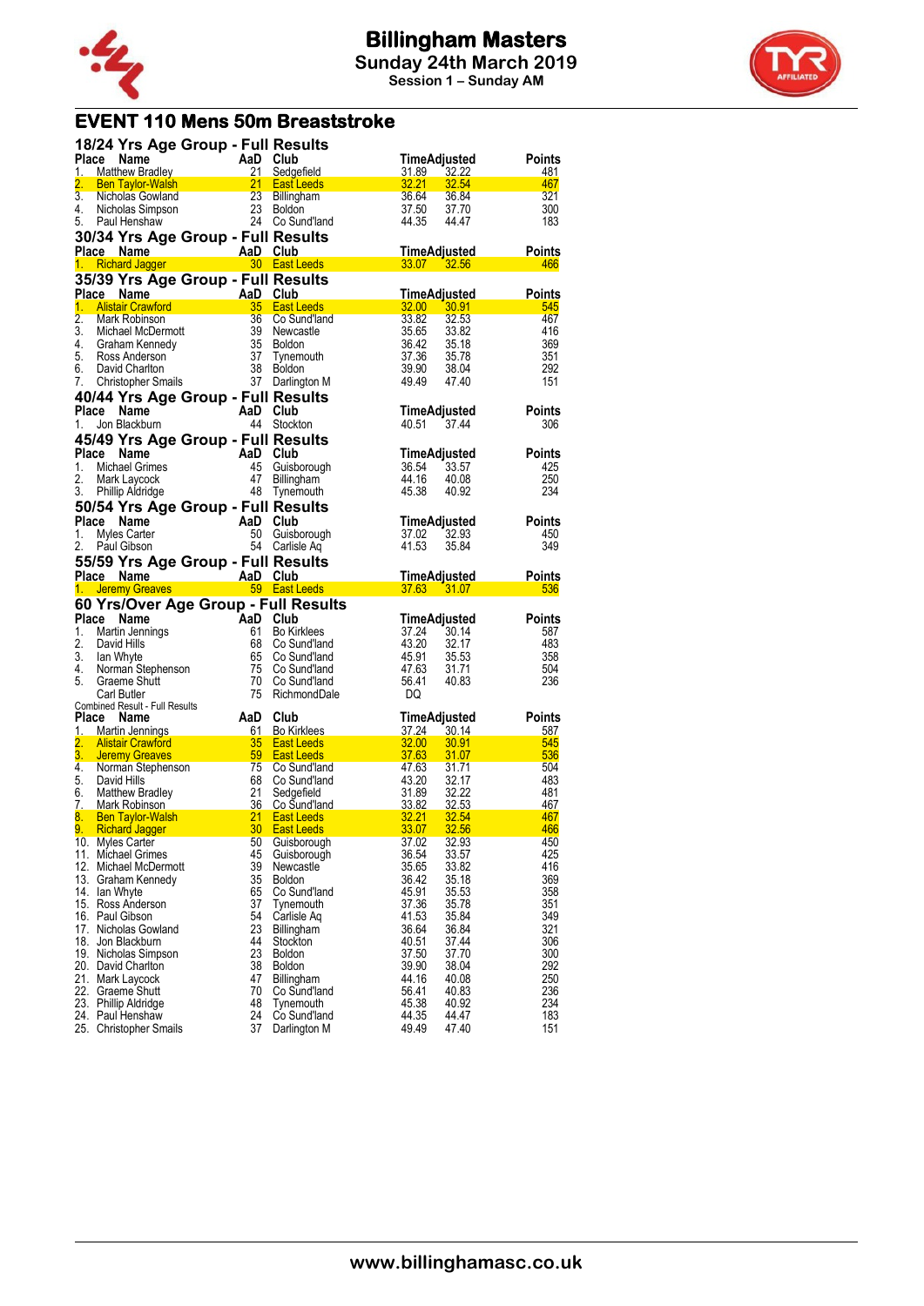# Billingham Masters

**Sunday 24th March 2019**

**Session 1 – Sunday AM**

## EVENT 110 Mens 50m Breaststroke

### 18/24 Yrs Age Group - Full Results

| Place | Name | AaD | Club | Time | Adjusted | Points |
|---|---|---|---|---|---|---|
| 1. | Matthew Bradley | 21 | Sedgefield | 31.89 | 32.22 | 481 |
| 2. | Ben Taylor-Walsh | 21 | East Leeds | 32.21 | 32.54 | 467 |
| 3. | Nicholas Gowland | 23 | Billingham | 36.64 | 36.84 | 321 |
| 4. | Nicholas Simpson | 23 | Boldon | 37.50 | 37.70 | 300 |
| 5. | Paul Henshaw | 24 | Co Sund'land | 44.35 | 44.47 | 183 |

### 30/34 Yrs Age Group - Full Results

| Place | Name | AaD | Club | Time | Adjusted | Points |
|---|---|---|---|---|---|---|
| 1. | Richard Jagger | 30 | East Leeds | 33.07 | 32.56 | 466 |

### 35/39 Yrs Age Group - Full Results

| Place | Name | AaD | Club | Time | Adjusted | Points |
|---|---|---|---|---|---|---|
| 1. | Alistair Crawford | 35 | East Leeds | 32.00 | 30.91 | 545 |
| 2. | Mark Robinson | 36 | Co Sund'land | 33.82 | 32.53 | 467 |
| 3. | Michael McDermott | 39 | Newcastle | 35.65 | 33.82 | 416 |
| 4. | Graham Kennedy | 35 | Boldon | 36.42 | 35.18 | 369 |
| 5. | Ross Anderson | 37 | Tynemouth | 37.36 | 35.78 | 351 |
| 6. | David Charlton | 38 | Boldon | 39.90 | 38.04 | 292 |
| 7. | Christopher Smails | 37 | Darlington M | 49.49 | 47.40 | 151 |

### 40/44 Yrs Age Group - Full Results

| Place | Name | AaD | Club | Time | Adjusted | Points |
|---|---|---|---|---|---|---|
| 1. | Jon Blackburn | 44 | Stockton | 40.51 | 37.44 | 306 |

### 45/49 Yrs Age Group - Full Results

| Place | Name | AaD | Club | Time | Adjusted | Points |
|---|---|---|---|---|---|---|
| 1. | Michael Grimes | 45 | Guisborough | 36.54 | 33.57 | 425 |
| 2. | Mark Laycock | 47 | Billingham | 44.16 | 40.08 | 250 |
| 3. | Phillip Aldridge | 48 | Tynemouth | 45.38 | 40.92 | 234 |

### 50/54 Yrs Age Group - Full Results

| Place | Name | AaD | Club | Time | Adjusted | Points |
|---|---|---|---|---|---|---|
| 1. | Myles Carter | 50 | Guisborough | 37.02 | 32.93 | 450 |
| 2. | Paul Gibson | 54 | Carlisle Aq | 41.53 | 35.84 | 349 |

### 55/59 Yrs Age Group - Full Results

| Place | Name | AaD | Club | Time | Adjusted | Points |
|---|---|---|---|---|---|---|
| 1. | Jeremy Greaves | 59 | East Leeds | 37.63 | 31.07 | 536 |

### 60 Yrs/Over Age Group - Full Results

| Place | Name | AaD | Club | Time | Adjusted | Points |
|---|---|---|---|---|---|---|
| 1. | Martin Jennings | 61 | Bo Kirklees | 37.24 | 30.14 | 587 |
| 2. | David Hills | 68 | Co Sund'land | 43.20 | 32.17 | 483 |
| 3. | Ian Whyte | 65 | Co Sund'land | 45.91 | 35.53 | 358 |
| 4. | Norman Stephenson | 75 | Co Sund'land | 47.63 | 31.71 | 504 |
| 5. | Graeme Shutt | 70 | Co Sund'land | 56.41 | 40.83 | 236 |
| | Carl Butler | 75 | RichmondDale | DQ | | |

### Combined Result - Full Results

| Place | Name | AaD | Club | Time | Adjusted | Points |
|---|---|---|---|---|---|---|
| 1. | Martin Jennings | 61 | Bo Kirklees | 37.24 | 30.14 | 587 |
| 2. | Alistair Crawford | 35 | East Leeds | 32.00 | 30.91 | 545 |
| 3. | Jeremy Greaves | 59 | East Leeds | 37.63 | 31.07 | 536 |
| 4. | Norman Stephenson | 75 | Co Sund'land | 47.63 | 31.71 | 504 |
| 5. | David Hills | 68 | Co Sund'land | 43.20 | 32.17 | 483 |
| 6. | Matthew Bradley | 21 | Sedgefield | 31.89 | 32.22 | 481 |
| 7. | Mark Robinson | 36 | Co Sund'land | 33.82 | 32.53 | 467 |
| 8. | Ben Taylor-Walsh | 21 | East Leeds | 32.21 | 32.54 | 467 |
| 9. | Richard Jagger | 30 | East Leeds | 33.07 | 32.56 | 466 |
| 10. | Myles Carter | 50 | Guisborough | 37.02 | 32.93 | 450 |
| 11. | Michael Grimes | 45 | Guisborough | 36.54 | 33.57 | 425 |
| 12. | Michael McDermott | 39 | Newcastle | 35.65 | 33.82 | 416 |
| 13. | Graham Kennedy | 35 | Boldon | 36.42 | 35.18 | 369 |
| 14. | Ian Whyte | 65 | Co Sund'land | 45.91 | 35.53 | 358 |
| 15. | Ross Anderson | 37 | Tynemouth | 37.36 | 35.78 | 351 |
| 16. | Paul Gibson | 54 | Carlisle Aq | 41.53 | 35.84 | 349 |
| 17. | Nicholas Gowland | 23 | Billingham | 36.64 | 36.84 | 321 |
| 18. | Jon Blackburn | 44 | Stockton | 40.51 | 37.44 | 306 |
| 19. | Nicholas Simpson | 23 | Boldon | 37.50 | 37.70 | 300 |
| 20. | David Charlton | 38 | Boldon | 39.90 | 38.04 | 292 |
| 21. | Mark Laycock | 47 | Billingham | 44.16 | 40.08 | 250 |
| 22. | Graeme Shutt | 70 | Co Sund'land | 56.41 | 40.83 | 236 |
| 23. | Phillip Aldridge | 48 | Tynemouth | 45.38 | 40.92 | 234 |
| 24. | Paul Henshaw | 24 | Co Sund'land | 44.35 | 44.47 | 183 |
| 25. | Christopher Smails | 37 | Darlington M | 49.49 | 47.40 | 151 |

www.billinghamasc.co.uk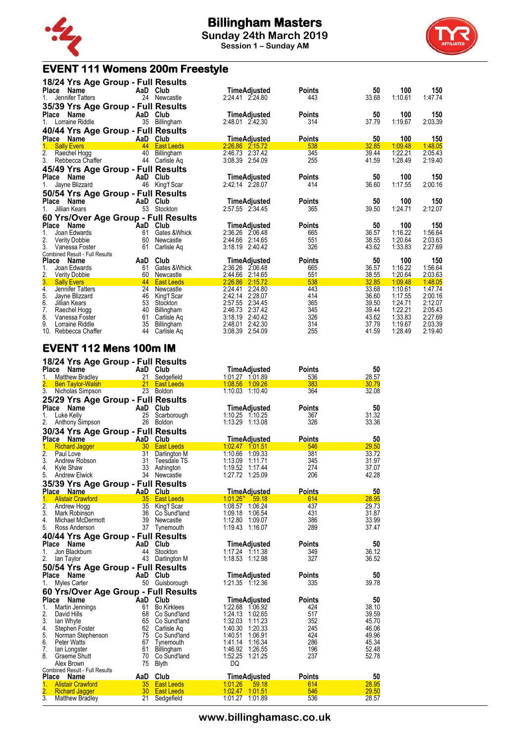# Billingham Masters

**Sunday 24th March 2019**

**Session 1 – Sunday AM**

## EVENT 111 Womens 200m Freestyle

### 18/24 Yrs Age Group - Full Results

| Place | Name | AaD | Club | Time | Adjusted | Points | 50 | 100 | 150 |
|---|---|---|---|---|---|---|---|---|---|
| 1. | Jennifer Tatters | 24 | Newcastle | 2:24.41 | 2:24.80 | 443 | 33.68 | 1:10.61 | 1:47.74 |

### 35/39 Yrs Age Group - Full Results

| Place | Name | AaD | Club | Time | Adjusted | Points | 50 | 100 | 150 |
|---|---|---|---|---|---|---|---|---|---|
| 1. | Lorraine Riddle | 35 | Billingham | 2:48.01 | 2:42.30 | 314 | 37.79 | 1:19.67 | 2:03.39 |

### 40/44 Yrs Age Group - Full Results

| Place | Name | AaD | Club | Time | Adjusted | Points | 50 | 100 | 150 |
|---|---|---|---|---|---|---|---|---|---|
| 1. | Sally Evers | 44 | East Leeds | 2:26.86 | 2:15.72 | 538 | 32.85 | 1:09.48 | 1:48.05 |
| 2. | Raechel Hogg | 40 | Billingham | 2:46.73 | 2:37.42 | 345 | 39.44 | 1:22.21 | 2:05.43 |
| 3. | Rebbecca Chaffer | 44 | Carlisle Aq | 3:08.39 | 2:54.09 | 255 | 41.59 | 1:28.49 | 2:19.40 |

### 45/49 Yrs Age Group - Full Results

| Place | Name | AaD | Club | Time | Adjusted | Points | 50 | 100 | 150 |
|---|---|---|---|---|---|---|---|---|---|
| 1. | Jayne Blizzard | 46 | King'f Scar | 2:42.14 | 2:28.07 | 414 | 36.60 | 1:17.55 | 2:00.16 |

### 50/54 Yrs Age Group - Full Results

| Place | Name | AaD | Club | Time | Adjusted | Points | 50 | 100 | 150 |
|---|---|---|---|---|---|---|---|---|---|
| 1. | Jillian Kears | 53 | Stockton | 2:57.55 | 2:34.45 | 365 | 39.50 | 1:24.71 | 2:12.07 |

### 60 Yrs/Over Age Group - Full Results

| Place | Name | AaD | Club | Time | Adjusted | Points | 50 | 100 | 150 |
|---|---|---|---|---|---|---|---|---|---|
| 1. | Joan Edwards | 61 | Gates &Whick | 2:36.26 | 2:06.48 | 665 | 36.57 | 1:16.22 | 1:56.64 |
| 2. | Verity Dobbie | 60 | Newcastle | 2:44.66 | 2:14.65 | 551 | 38.55 | 1:20.64 | 2:03.63 |
| 3. | Vanessa Foster | 61 | Carlisle Aq | 3:18.19 | 2:40.42 | 326 | 43.62 | 1:33.83 | 2:27.69 |

Combined Result - Full Results

| Place | Name | AaD | Club | Time | Adjusted | Points | 50 | 100 | 150 |
|---|---|---|---|---|---|---|---|---|---|
| 1. | Joan Edwards | 61 | Gates &Whick | 2:36.26 | 2:06.48 | 665 | 36.57 | 1:16.22 | 1:56.64 |
| 2. | Verity Dobbie | 60 | Newcastle | 2:44.66 | 2:14.65 | 551 | 38.55 | 1:20.64 | 2:03.63 |
| 3. | Sally Evers | 44 | East Leeds | 2:26.86 | 2:15.72 | 538 | 32.85 | 1:09.48 | 1:48.05 |
| 4. | Jennifer Tatters | 24 | Newcastle | 2:24.41 | 2:24.80 | 443 | 33.68 | 1:10.61 | 1:47.74 |
| 5. | Jayne Blizzard | 46 | King'f Scar | 2:42.14 | 2:28.07 | 414 | 36.60 | 1:17.55 | 2:00.16 |
| 6. | Jillian Kears | 53 | Stockton | 2:57.55 | 2:34.45 | 365 | 39.50 | 1:24.71 | 2:12.07 |
| 7. | Raechel Hogg | 40 | Billingham | 2:46.73 | 2:37.42 | 345 | 39.44 | 1:22.21 | 2:05.43 |
| 8. | Vanessa Foster | 61 | Carlisle Aq | 3:18.19 | 2:40.42 | 326 | 43.62 | 1:33.83 | 2:27.69 |
| 9. | Lorraine Riddle | 35 | Billingham | 2:48.01 | 2:42.30 | 314 | 37.79 | 1:19.67 | 2:03.39 |
| 10. | Rebbecca Chaffer | 44 | Carlisle Aq | 3:08.39 | 2:54.09 | 255 | 41.59 | 1:28.49 | 2:19.40 |

## EVENT 112 Mens 100m IM

### 18/24 Yrs Age Group - Full Results

| Place | Name | AaD | Club | Time | Adjusted | Points | 50 |
|---|---|---|---|---|---|---|---|
| 1. | Matthew Bradley | 21 | Sedgefield | 1:01.27 | 1:01.89 | 536 | 28.57 |
| 2. | Ben Taylor-Walsh | 21 | East Leeds | 1:08.56 | 1:09.26 | 383 | 30.79 |
| 3. | Nicholas Simpson | 23 | Boldon | 1:10.03 | 1:10.40 | 364 | 32.08 |

### 25/29 Yrs Age Group - Full Results

| Place | Name | AaD | Club | Time | Adjusted | Points | 50 |
|---|---|---|---|---|---|---|---|
| 1. | Luke Kelly | 25 | Scarborough | 1:10.25 | 1:10.25 | 367 | 31.32 |
| 2. | Anthony Simpson | 26 | Boldon | 1:13.29 | 1:13.08 | 326 | 33.36 |

### 30/34 Yrs Age Group - Full Results

| Place | Name | AaD | Club | Time | Adjusted | Points | 50 |
|---|---|---|---|---|---|---|---|
| 1. | Richard Jagger | 30 | East Leeds | 1:02.47 | 1:01.51 | 546 | 29.50 |
| 2. | Paul Love | 31 | Darlington M | 1:10.66 | 1:09.33 | 381 | 33.72 |
| 3. | Andrew Robson | 31 | Teesdale TS | 1:13.09 | 1:11.71 | 345 | 31.97 |
| 4. | Kyle Shaw | 33 | Ashington | 1:19.52 | 1:17.44 | 274 | 37.07 |
| 5. | Andrew Elwick | 34 | Newcastle | 1:27.72 | 1:25.09 | 206 | 42.28 |

### 35/39 Yrs Age Group - Full Results

| Place | Name | AaD | Club | Time | Adjusted | Points | 50 |
|---|---|---|---|---|---|---|---|
| 1. | Alistair Crawford | 35 | East Leeds | 1:01.26* | 59.18 | 614 | 28.95 |
| 2. | Andrew Hogg | 35 | King'f Scar | 1:08.57 | 1:06.24 | 437 | 29.73 |
| 3. | Mark Robinson | 36 | Co Sund'land | 1:09.18 | 1:06.54 | 431 | 31.87 |
| 4. | Michael McDermott | 39 | Newcastle | 1:12.80 | 1:09.07 | 386 | 33.99 |
| 5. | Ross Anderson | 37 | Tynemouth | 1:19.43 | 1:16.07 | 289 | 37.47 |

### 40/44 Yrs Age Group - Full Results

| Place | Name | AaD | Club | Time | Adjusted | Points | 50 |
|---|---|---|---|---|---|---|---|
| 1. | Jon Blackburn | 44 | Stockton | 1:17.24 | 1:11.38 | 349 | 36.12 |
| 2. | Ian Taylor | 43 | Darlington M | 1:18.53 | 1:12.98 | 327 | 36.52 |

### 50/54 Yrs Age Group - Full Results

| Place | Name | AaD | Club | Time | Adjusted | Points | 50 |
|---|---|---|---|---|---|---|---|
| 1. | Myles Carter | 50 | Guisborough | 1:21.35 | 1:12.36 | 335 | 39.78 |

### 60 Yrs/Over Age Group - Full Results

| Place | Name | AaD | Club | Time | Adjusted | Points | 50 |
|---|---|---|---|---|---|---|---|
| 1. | Martin Jennings | 61 | Bo Kirklees | 1:22.68 | 1:06.92 | 424 | 38.10 |
| 2. | David Hills | 68 | Co Sund'land | 1:24.13 | 1:02.65 | 517 | 39.59 |
| 3. | Ian Whyte | 65 | Co Sund'land | 1:32.03 | 1:11.23 | 352 | 45.70 |
| 4. | Stephen Foster | 62 | Carlisle Aq | 1:40.30 | 1:20.33 | 245 | 46.06 |
| 5. | Norman Stephenson | 75 | Co Sund'land | 1:40.51 | 1:06.91 | 424 | 49.96 |
| 6. | Peter Watts | 67 | Tynemouth | 1:41.14 | 1:16.34 | 286 | 45.34 |
| 7. | Ian Longster | 61 | Billingham | 1:46.92 | 1:26.55 | 196 | 52.48 |
| 8. | Graeme Shutt | 70 | Co Sund'land | 1:52.25 | 1:21.25 | 237 | 52.78 |
| | Alex Brown | 75 | Blyth | DQ | | | |

Combined Result - Full Results

| Place | Name | AaD | Club | Time | Adjusted | Points | 50 |
|---|---|---|---|---|---|---|---|
| 1. | Alistair Crawford | 35 | East Leeds | 1:01.26 | 59.18 | 614 | 28.95 |
| 2. | Richard Jagger | 30 | East Leeds | 1:02.47 | 1:01.51 | 546 | 29.50 |
| 3. | Matthew Bradley | 21 | Sedgefield | 1:01.27 | 1:01.89 | 536 | 28.57 |

www.billinghamasc.co.uk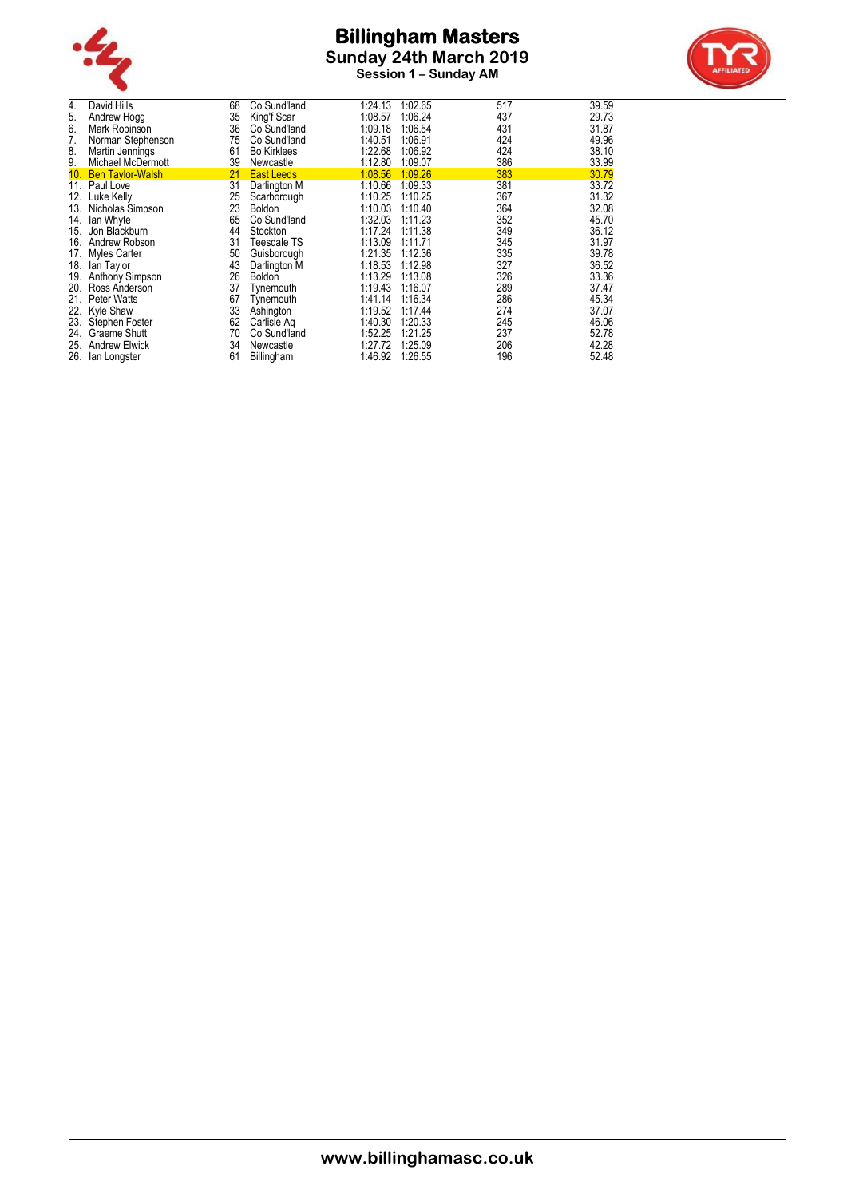# Billingham Masters

## Sunday 24th March 2019

### Session 1 – Sunday AM

| | Name | Age | Club | | | Points | |
|---|---|---|---|---|---|---|---|
| 4. | David Hills | 68 | Co Sund'land | 1:24.13 | 1:02.65 | 517 | 39.59 |
| 5. | Andrew Hogg | 35 | King'f Scar | 1:08.57 | 1:06.24 | 437 | 29.73 |
| 6. | Mark Robinson | 36 | Co Sund'land | 1:09.18 | 1:06.54 | 431 | 31.87 |
| 7. | Norman Stephenson | 75 | Co Sund'land | 1:40.51 | 1:06.91 | 424 | 49.96 |
| 8. | Martin Jennings | 61 | Bo Kirklees | 1:22.68 | 1:06.92 | 424 | 38.10 |
| 9. | Michael McDermott | 39 | Newcastle | 1:12.80 | 1:09.07 | 386 | 33.99 |
| 10. | Ben Taylor-Walsh | 21 | East Leeds | 1:08.56 | 1:09.26 | 383 | 30.79 |
| 11. | Paul Love | 31 | Darlington M | 1:10.66 | 1:09.33 | 381 | 33.72 |
| 12. | Luke Kelly | 25 | Scarborough | 1:10.25 | 1:10.25 | 367 | 31.32 |
| 13. | Nicholas Simpson | 23 | Boldon | 1:10.03 | 1:10.40 | 364 | 32.08 |
| 14. | Ian Whyte | 65 | Co Sund'land | 1:32.03 | 1:11.23 | 352 | 45.70 |
| 15. | Jon Blackburn | 44 | Stockton | 1:17.24 | 1:11.38 | 349 | 36.12 |
| 16. | Andrew Robson | 31 | Teesdale TS | 1:13.09 | 1:11.71 | 345 | 31.97 |
| 17. | Myles Carter | 50 | Guisborough | 1:21.35 | 1:12.36 | 335 | 39.78 |
| 18. | Ian Taylor | 43 | Darlington M | 1:18.53 | 1:12.98 | 327 | 36.52 |
| 19. | Anthony Simpson | 26 | Boldon | 1:13.29 | 1:13.08 | 326 | 33.36 |
| 20. | Ross Anderson | 37 | Tynemouth | 1:19.43 | 1:16.07 | 289 | 37.47 |
| 21. | Peter Watts | 67 | Tynemouth | 1:41.14 | 1:16.34 | 286 | 45.34 |
| 22. | Kyle Shaw | 33 | Ashington | 1:19.52 | 1:17.44 | 274 | 37.07 |
| 23. | Stephen Foster | 62 | Carlisle Aq | 1:40.30 | 1:20.33 | 245 | 46.06 |
| 24. | Graeme Shutt | 70 | Co Sund'land | 1:52.25 | 1:21.25 | 237 | 52.78 |
| 25. | Andrew Elwick | 34 | Newcastle | 1:27.72 | 1:25.09 | 206 | 42.28 |
| 26. | Ian Longster | 61 | Billingham | 1:46.92 | 1:26.55 | 196 | 52.48 |

www.billinghamasc.co.uk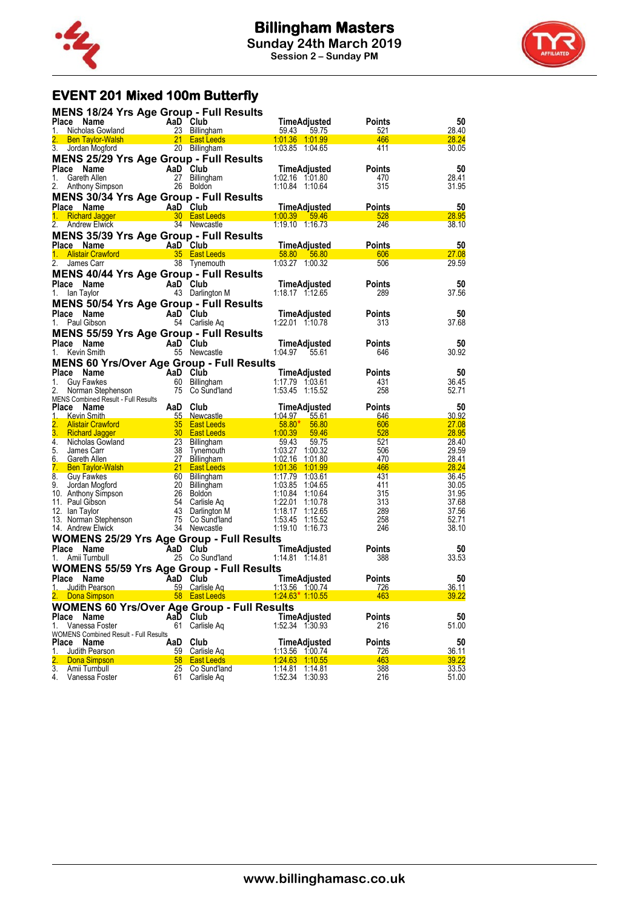# Billingham Masters

## Sunday 24th March 2019

### Session 2 – Sunday PM

## EVENT 201 Mixed 100m Butterfly

### MENS 18/24 Yrs Age Group - Full Results

| Place | Name | AaD | Club | Time | Adjusted | Points | 50 |
|---|---|---|---|---|---|---|---|
| 1. | Nicholas Gowland | 23 | Billingham | 59.43 | 59.75 | 521 | 28.40 |
| 2. | Ben Taylor-Walsh | 21 | East Leeds | 1:01.36 | 1:01.99 | 466 | 28.24 |
| 3. | Jordan Mogford | 20 | Billingham | 1:03.85 | 1:04.65 | 411 | 30.05 |

### MENS 25/29 Yrs Age Group - Full Results

| Place | Name | AaD | Club | Time | Adjusted | Points | 50 |
|---|---|---|---|---|---|---|---|
| 1. | Gareth Allen | 27 | Billingham | 1:02.16 | 1:01.80 | 470 | 28.41 |
| 2. | Anthony Simpson | 26 | Boldon | 1:10.84 | 1:10.64 | 315 | 31.95 |

### MENS 30/34 Yrs Age Group - Full Results

| Place | Name | AaD | Club | Time | Adjusted | Points | 50 |
|---|---|---|---|---|---|---|---|
| 1. | Richard Jagger | 30 | East Leeds | 1:00.39 | 59.46 | 528 | 28.95 |
| 2. | Andrew Elwick | 34 | Newcastle | 1:19.10 | 1:16.73 | 246 | 38.10 |

### MENS 35/39 Yrs Age Group - Full Results

| Place | Name | AaD | Club | Time | Adjusted | Points | 50 |
|---|---|---|---|---|---|---|---|
| 1. | Alistair Crawford | 35 | East Leeds | 58.80 | 56.80 | 606 | 27.08 |
| 2. | James Carr | 38 | Tynemouth | 1:03.27 | 1:00.32 | 506 | 29.59 |

### MENS 40/44 Yrs Age Group - Full Results

| Place | Name | AaD | Club | Time | Adjusted | Points | 50 |
|---|---|---|---|---|---|---|---|
| 1. | Ian Taylor | 43 | Darlington M | 1:18.17 | 1:12.65 | 289 | 37.56 |

### MENS 50/54 Yrs Age Group - Full Results

| Place | Name | AaD | Club | Time | Adjusted | Points | 50 |
|---|---|---|---|---|---|---|---|
| 1. | Paul Gibson | 54 | Carlisle Aq | 1:22.01 | 1:10.78 | 313 | 37.68 |

### MENS 55/59 Yrs Age Group - Full Results

| Place | Name | AaD | Club | Time | Adjusted | Points | 50 |
|---|---|---|---|---|---|---|---|
| 1. | Kevin Smith | 55 | Newcastle | 1:04.97 | 55.61 | 646 | 30.92 |

### MENS 60 Yrs/Over Age Group - Full Results

| Place | Name | AaD | Club | Time | Adjusted | Points | 50 |
|---|---|---|---|---|---|---|---|
| 1. | Guy Fawkes | 60 | Billingham | 1:17.79 | 1:03.61 | 431 | 36.45 |
| 2. | Norman Stephenson | 75 | Co Sund'land | 1:53.45 | 1:15.52 | 258 | 52.71 |

MENS Combined Result - Full Results

| Place | Name | AaD | Club | Time | Adjusted | Points | 50 |
|---|---|---|---|---|---|---|---|
| 1. | Kevin Smith | 55 | Newcastle | 1:04.97 | 55.61 | 646 | 30.92 |
| 2. | Alistair Crawford | 35 | East Leeds | 58.80* | 56.80 | 606 | 27.08 |
| 3. | Richard Jagger | 30 | East Leeds | 1:00.39 | 59.46 | 528 | 28.95 |
| 4. | Nicholas Gowland | 23 | Billingham | 59.43 | 59.75 | 521 | 28.40 |
| 5. | James Carr | 38 | Tynemouth | 1:03.27 | 1:00.32 | 506 | 29.59 |
| 6. | Gareth Allen | 27 | Billingham | 1:02.16 | 1:01.80 | 470 | 28.41 |
| 7. | Ben Taylor-Walsh | 21 | East Leeds | 1:01.36 | 1:01.99 | 466 | 28.24 |
| 8. | Guy Fawkes | 60 | Billingham | 1:17.79 | 1:03.61 | 431 | 36.45 |
| 9. | Jordan Mogford | 20 | Billingham | 1:03.85 | 1:04.65 | 411 | 30.05 |
| 10. | Anthony Simpson | 26 | Boldon | 1:10.84 | 1:10.64 | 315 | 31.95 |
| 11. | Paul Gibson | 54 | Carlisle Aq | 1:22.01 | 1:10.78 | 313 | 37.68 |
| 12. | Ian Taylor | 43 | Darlington M | 1:18.17 | 1:12.65 | 289 | 37.56 |
| 13. | Norman Stephenson | 75 | Co Sund'land | 1:53.45 | 1:15.52 | 258 | 52.71 |
| 14. | Andrew Elwick | 34 | Newcastle | 1:19.10 | 1:16.73 | 246 | 38.10 |

### WOMENS 25/29 Yrs Age Group - Full Results

| Place | Name | AaD | Club | Time | Adjusted | Points | 50 |
|---|---|---|---|---|---|---|---|
| 1. | Amii Turnbull | 25 | Co Sund'land | 1:14.81 | 1:14.81 | 388 | 33.53 |

### WOMENS 55/59 Yrs Age Group - Full Results

| Place | Name | AaD | Club | Time | Adjusted | Points | 50 |
|---|---|---|---|---|---|---|---|
| 1. | Judith Pearson | 59 | Carlisle Aq | 1:13.56 | 1:00.74 | 726 | 36.11 |
| 2. | Dona Simpson | 58 | East Leeds | 1:24.63* | 1:10.55 | 463 | 39.22 |

### WOMENS 60 Yrs/Over Age Group - Full Results

| Place | Name | AaD | Club | Time | Adjusted | Points | 50 |
|---|---|---|---|---|---|---|---|
| 1. | Vanessa Foster | 61 | Carlisle Aq | 1:52.34 | 1:30.93 | 216 | 51.00 |

WOMENS Combined Result - Full Results

| Place | Name | AaD | Club | Time | Adjusted | Points | 50 |
|---|---|---|---|---|---|---|---|
| 1. | Judith Pearson | 59 | Carlisle Aq | 1:13.56 | 1:00.74 | 726 | 36.11 |
| 2. | Dona Simpson | 58 | East Leeds | 1:24.63 | 1:10.55 | 463 | 39.22 |
| 3. | Amii Turnbull | 25 | Co Sund'land | 1:14.81 | 1:14.81 | 388 | 33.53 |
| 4. | Vanessa Foster | 61 | Carlisle Aq | 1:52.34 | 1:30.93 | 216 | 51.00 |

www.billinghamasc.co.uk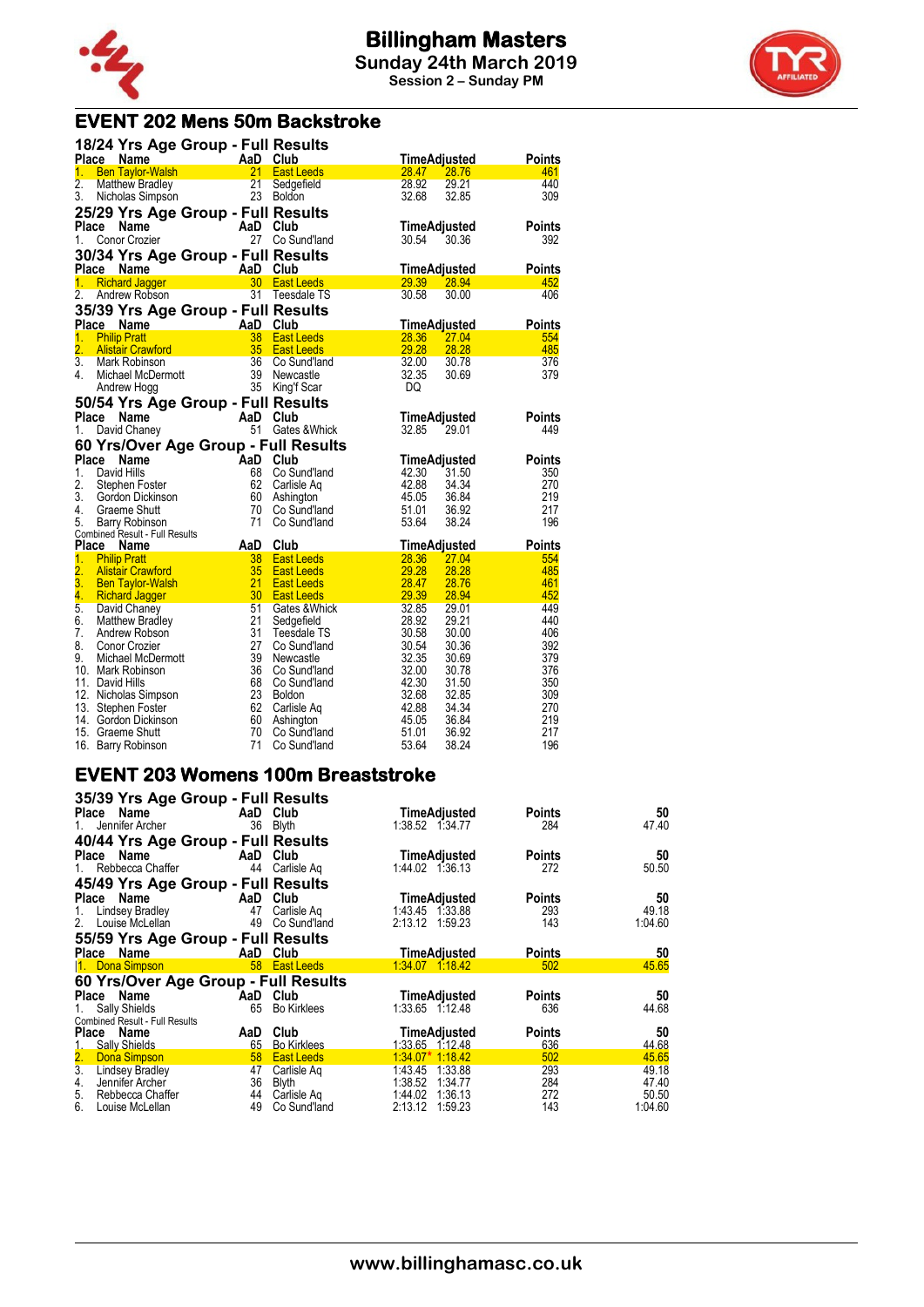# Billingham Masters

**Sunday 24th March 2019**

**Session 2 – Sunday PM**

## EVENT 202 Mens 50m Backstroke

### 18/24 Yrs Age Group - Full Results

| Place | Name | AaD | Club | Time | Adjusted | Points |
|---|---|---|---|---|---|---|
| 1. | Ben Taylor-Walsh | 21 | East Leeds | 28.47 | 28.76 | 461 |
| 2. | Matthew Bradley | 21 | Sedgefield | 28.92 | 29.21 | 440 |
| 3. | Nicholas Simpson | 23 | Boldon | 32.68 | 32.85 | 309 |

### 25/29 Yrs Age Group - Full Results

| Place | Name | AaD | Club | Time | Adjusted | Points |
|---|---|---|---|---|---|---|
| 1. | Conor Crozier | 27 | Co Sund'land | 30.54 | 30.36 | 392 |

### 30/34 Yrs Age Group - Full Results

| Place | Name | AaD | Club | Time | Adjusted | Points |
|---|---|---|---|---|---|---|
| 1. | Richard Jagger | 30 | East Leeds | 29.39 | 28.94 | 452 |
| 2. | Andrew Robson | 31 | Teesdale TS | 30.58 | 30.00 | 406 |

### 35/39 Yrs Age Group - Full Results

| Place | Name | AaD | Club | Time | Adjusted | Points |
|---|---|---|---|---|---|---|
| 1. | Philip Pratt | 38 | East Leeds | 28.36 | 27.04 | 554 |
| 2. | Alistair Crawford | 35 | East Leeds | 29.28 | 28.28 | 485 |
| 3. | Mark Robinson | 36 | Co Sund'land | 32.00 | 30.78 | 376 |
| 4. | Michael McDermott | 39 | Newcastle | 32.35 | 30.69 | 379 |
| | Andrew Hogg | 35 | King'f Scar | DQ | | |

### 50/54 Yrs Age Group - Full Results

| Place | Name | AaD | Club | Time | Adjusted | Points |
|---|---|---|---|---|---|---|
| 1. | David Chaney | 51 | Gates &Whick | 32.85 | 29.01 | 449 |

### 60 Yrs/Over Age Group - Full Results

| Place | Name | AaD | Club | Time | Adjusted | Points |
|---|---|---|---|---|---|---|
| 1. | David Hills | 68 | Co Sund'land | 42.30 | 31.50 | 350 |
| 2. | Stephen Foster | 62 | Carlisle Aq | 42.88 | 34.34 | 270 |
| 3. | Gordon Dickinson | 60 | Ashington | 45.05 | 36.84 | 219 |
| 4. | Graeme Shutt | 70 | Co Sund'land | 51.01 | 36.92 | 217 |
| 5. | Barry Robinson | 71 | Co Sund'land | 53.64 | 38.24 | 196 |

Combined Result - Full Results

| Place | Name | AaD | Club | Time | Adjusted | Points |
|---|---|---|---|---|---|---|
| 1. | Philip Pratt | 38 | East Leeds | 28.36 | 27.04 | 554 |
| 2. | Alistair Crawford | 35 | East Leeds | 29.28 | 28.28 | 485 |
| 3. | Ben Taylor-Walsh | 21 | East Leeds | 28.47 | 28.76 | 461 |
| 4. | Richard Jagger | 30 | East Leeds | 29.39 | 28.94 | 452 |
| 5. | David Chaney | 51 | Gates &Whick | 32.85 | 29.01 | 449 |
| 6. | Matthew Bradley | 21 | Sedgefield | 28.92 | 29.21 | 440 |
| 7. | Andrew Robson | 31 | Teesdale TS | 30.58 | 30.00 | 406 |
| 8. | Conor Crozier | 27 | Co Sund'land | 30.54 | 30.36 | 392 |
| 9. | Michael McDermott | 39 | Newcastle | 32.35 | 30.69 | 379 |
| 10. | Mark Robinson | 36 | Co Sund'land | 32.00 | 30.78 | 376 |
| 11. | David Hills | 68 | Co Sund'land | 42.30 | 31.50 | 350 |
| 12. | Nicholas Simpson | 23 | Boldon | 32.68 | 32.85 | 309 |
| 13. | Stephen Foster | 62 | Carlisle Aq | 42.88 | 34.34 | 270 |
| 14. | Gordon Dickinson | 60 | Ashington | 45.05 | 36.84 | 219 |
| 15. | Graeme Shutt | 70 | Co Sund'land | 51.01 | 36.92 | 217 |
| 16. | Barry Robinson | 71 | Co Sund'land | 53.64 | 38.24 | 196 |

## EVENT 203 Womens 100m Breaststroke

### 35/39 Yrs Age Group - Full Results

| Place | Name | AaD | Club | Time | Adjusted | Points | 50 |
|---|---|---|---|---|---|---|---|
| 1. | Jennifer Archer | 36 | Blyth | 1:38.52 | 1:34.77 | 284 | 47.40 |

### 40/44 Yrs Age Group - Full Results

| Place | Name | AaD | Club | Time | Adjusted | Points | 50 |
|---|---|---|---|---|---|---|---|
| 1. | Rebbecca Chaffer | 44 | Carlisle Aq | 1:44.02 | 1:36.13 | 272 | 50.50 |

### 45/49 Yrs Age Group - Full Results

| Place | Name | AaD | Club | Time | Adjusted | Points | 50 |
|---|---|---|---|---|---|---|---|
| 1. | Lindsey Bradley | 47 | Carlisle Aq | 1:43.45 | 1:33.88 | 293 | 49.18 |
| 2. | Louise McLellan | 49 | Co Sund'land | 2:13.12 | 1:59.23 | 143 | 1:04.60 |

### 55/59 Yrs Age Group - Full Results

| Place | Name | AaD | Club | Time | Adjusted | Points | 50 |
|---|---|---|---|---|---|---|---|
| 1. | Dona Simpson | 58 | East Leeds | 1:34.07 | 1:18.42 | 502 | 45.65 |

### 60 Yrs/Over Age Group - Full Results

| Place | Name | AaD | Club | Time | Adjusted | Points | 50 |
|---|---|---|---|---|---|---|---|
| 1. | Sally Shields | 65 | Bo Kirklees | 1:33.65 | 1:12.48 | 636 | 44.68 |

Combined Result - Full Results

| Place | Name | AaD | Club | Time | Adjusted | Points | 50 |
|---|---|---|---|---|---|---|---|
| 1. | Sally Shields | 65 | Bo Kirklees | 1:33.65 | 1:12.48 | 636 | 44.68 |
| 2. | Dona Simpson | 58 | East Leeds | 1:34.07* | 1:18.42 | 502 | 45.65 |
| 3. | Lindsey Bradley | 47 | Carlisle Aq | 1:43.45 | 1:33.88 | 293 | 49.18 |
| 4. | Jennifer Archer | 36 | Blyth | 1:38.52 | 1:34.77 | 284 | 47.40 |
| 5. | Rebbecca Chaffer | 44 | Carlisle Aq | 1:44.02 | 1:36.13 | 272 | 50.50 |
| 6. | Louise McLellan | 49 | Co Sund'land | 2:13.12 | 1:59.23 | 143 | 1:04.60 |

www.billinghamasc.co.uk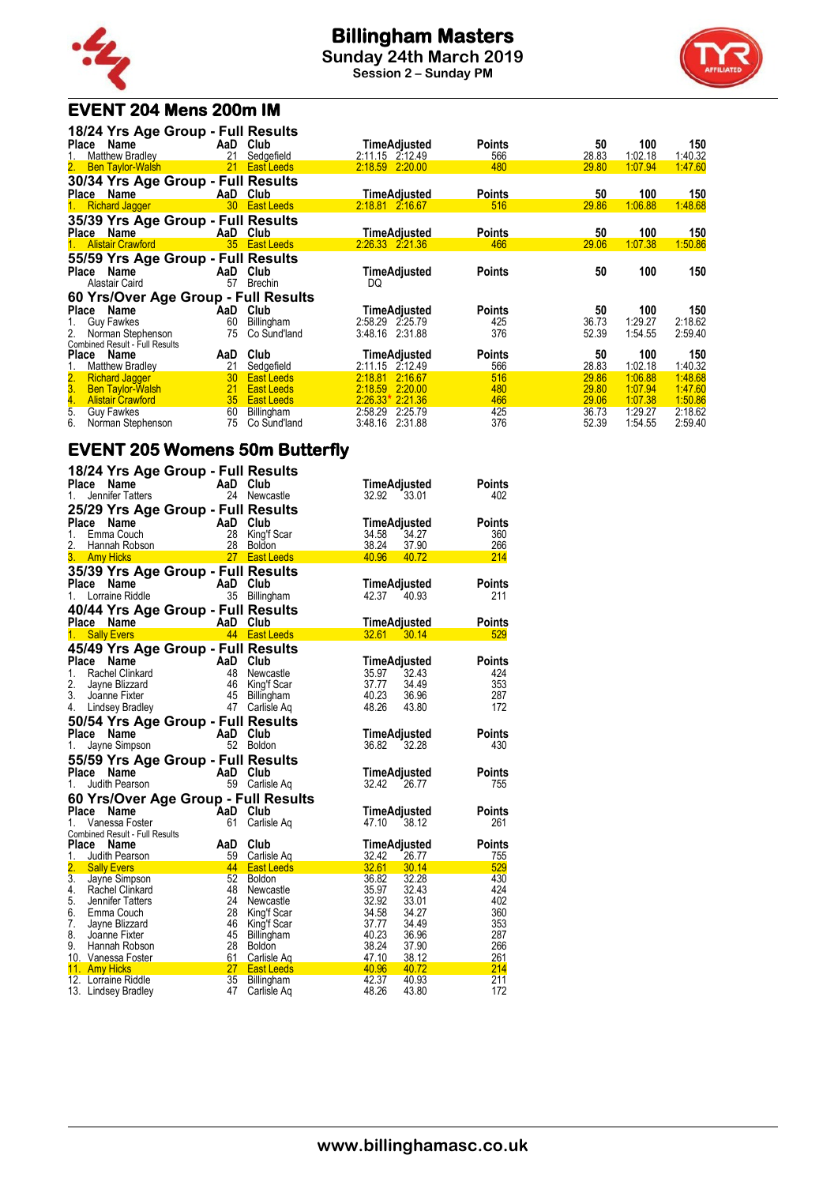# Billingham Masters

**Sunday 24th March 2019**

**Session 2 – Sunday PM**

## EVENT 204 Mens 200m IM

### 18/24 Yrs Age Group - Full Results

| Place | Name | AaD | Club | Time | Adjusted | Points | 50 | 100 | 150 |
|---|---|---|---|---|---|---|---|---|---|
| 1. | Matthew Bradley | 21 | Sedgefield | 2:11.15 | 2:12.49 | 566 | 28.83 | 1:02.18 | 1:40.32 |
| 2. | Ben Taylor-Walsh | 21 | East Leeds | 2:18.59 | 2:20.00 | 480 | 29.80 | 1:07.94 | 1:47.60 |

### 30/34 Yrs Age Group - Full Results

| Place | Name | AaD | Club | Time | Adjusted | Points | 50 | 100 | 150 |
|---|---|---|---|---|---|---|---|---|---|
| 1. | Richard Jagger | 30 | East Leeds | 2:18.81 | 2:16.67 | 516 | 29.86 | 1:06.88 | 1:48.68 |

### 35/39 Yrs Age Group - Full Results

| Place | Name | AaD | Club | Time | Adjusted | Points | 50 | 100 | 150 |
|---|---|---|---|---|---|---|---|---|---|
| 1. | Alistair Crawford | 35 | East Leeds | 2:26.33 | 2:21.36 | 466 | 29.06 | 1:07.38 | 1:50.86 |

### 55/59 Yrs Age Group - Full Results

| Place | Name | AaD | Club | Time | Adjusted | Points | 50 | 100 | 150 |
|---|---|---|---|---|---|---|---|---|---|
| | Alastair Caird | 57 | Brechin | DQ | | | | | |

### 60 Yrs/Over Age Group - Full Results

| Place | Name | AaD | Club | Time | Adjusted | Points | 50 | 100 | 150 |
|---|---|---|---|---|---|---|---|---|---|
| 1. | Guy Fawkes | 60 | Billingham | 2:58.29 | 2:25.79 | 425 | 36.73 | 1:29.27 | 2:18.62 |
| 2. | Norman Stephenson | 75 | Co Sund'land | 3:48.16 | 2:31.88 | 376 | 52.39 | 1:54.55 | 2:59.40 |

Combined Result - Full Results

| Place | Name | AaD | Club | Time | Adjusted | Points | 50 | 100 | 150 |
|---|---|---|---|---|---|---|---|---|---|
| 1. | Matthew Bradley | 21 | Sedgefield | 2:11.15 | 2:12.49 | 566 | 28.83 | 1:02.18 | 1:40.32 |
| 2. | Richard Jagger | 30 | East Leeds | 2:18.81 | 2:16.67 | 516 | 29.86 | 1:06.88 | 1:48.68 |
| 3. | Ben Taylor-Walsh | 21 | East Leeds | 2:18.59 | 2:20.00 | 480 | 29.80 | 1:07.94 | 1:47.60 |
| 4. | Alistair Crawford | 35 | East Leeds | 2:26.33* | 2:21.36 | 466 | 29.06 | 1:07.38 | 1:50.86 |
| 5. | Guy Fawkes | 60 | Billingham | 2:58.29 | 2:25.79 | 425 | 36.73 | 1:29.27 | 2:18.62 |
| 6. | Norman Stephenson | 75 | Co Sund'land | 3:48.16 | 2:31.88 | 376 | 52.39 | 1:54.55 | 2:59.40 |

## EVENT 205 Womens 50m Butterfly

### 18/24 Yrs Age Group - Full Results

| Place | Name | AaD | Club | Time | Adjusted | Points |
|---|---|---|---|---|---|---|
| 1. | Jennifer Tatters | 24 | Newcastle | 32.92 | 33.01 | 402 |

### 25/29 Yrs Age Group - Full Results

| Place | Name | AaD | Club | Time | Adjusted | Points |
|---|---|---|---|---|---|---|
| 1. | Emma Couch | 28 | King'f Scar | 34.58 | 34.27 | 360 |
| 2. | Hannah Robson | 28 | Boldon | 38.24 | 37.90 | 266 |
| 3. | Amy Hicks | 27 | East Leeds | 40.96 | 40.72 | 214 |

### 35/39 Yrs Age Group - Full Results

| Place | Name | AaD | Club | Time | Adjusted | Points |
|---|---|---|---|---|---|---|
| 1. | Lorraine Riddle | 35 | Billingham | 42.37 | 40.93 | 211 |

### 40/44 Yrs Age Group - Full Results

| Place | Name | AaD | Club | Time | Adjusted | Points |
|---|---|---|---|---|---|---|
| 1. | Sally Evers | 44 | East Leeds | 32.61 | 30.14 | 529 |

### 45/49 Yrs Age Group - Full Results

| Place | Name | AaD | Club | Time | Adjusted | Points |
|---|---|---|---|---|---|---|
| 1. | Rachel Clinkard | 48 | Newcastle | 35.97 | 32.43 | 424 |
| 2. | Jayne Blizzard | 46 | King'f Scar | 37.77 | 34.49 | 353 |
| 3. | Joanne Fixter | 45 | Billingham | 40.23 | 36.96 | 287 |
| 4. | Lindsey Bradley | 47 | Carlisle Aq | 48.26 | 43.80 | 172 |

### 50/54 Yrs Age Group - Full Results

| Place | Name | AaD | Club | Time | Adjusted | Points |
|---|---|---|---|---|---|---|
| 1. | Jayne Simpson | 52 | Boldon | 36.82 | 32.28 | 430 |

### 55/59 Yrs Age Group - Full Results

| Place | Name | AaD | Club | Time | Adjusted | Points |
|---|---|---|---|---|---|---|
| 1. | Judith Pearson | 59 | Carlisle Aq | 32.42 | 26.77 | 755 |

### 60 Yrs/Over Age Group - Full Results

| Place | Name | AaD | Club | Time | Adjusted | Points |
|---|---|---|---|---|---|---|
| 1. | Vanessa Foster | 61 | Carlisle Aq | 47.10 | 38.12 | 261 |

Combined Result - Full Results

| Place | Name | AaD | Club | Time | Adjusted | Points |
|---|---|---|---|---|---|---|
| 1. | Judith Pearson | 59 | Carlisle Aq | 32.42 | 26.77 | 755 |
| 2. | Sally Evers | 44 | East Leeds | 32.61 | 30.14 | 529 |
| 3. | Jayne Simpson | 52 | Boldon | 36.82 | 32.28 | 430 |
| 4. | Rachel Clinkard | 48 | Newcastle | 35.97 | 32.43 | 424 |
| 5. | Jennifer Tatters | 24 | Newcastle | 32.92 | 33.01 | 402 |
| 6. | Emma Couch | 28 | King'f Scar | 34.58 | 34.27 | 360 |
| 7. | Jayne Blizzard | 46 | King'f Scar | 37.77 | 34.49 | 353 |
| 8. | Joanne Fixter | 45 | Billingham | 40.23 | 36.96 | 287 |
| 9. | Hannah Robson | 28 | Boldon | 38.24 | 37.90 | 266 |
| 10. | Vanessa Foster | 61 | Carlisle Aq | 47.10 | 38.12 | 261 |
| 11. | Amy Hicks | 27 | East Leeds | 40.96 | 40.72 | 214 |
| 12. | Lorraine Riddle | 35 | Billingham | 42.37 | 40.93 | 211 |
| 13. | Lindsey Bradley | 47 | Carlisle Aq | 48.26 | 43.80 | 172 |

www.billinghamasc.co.uk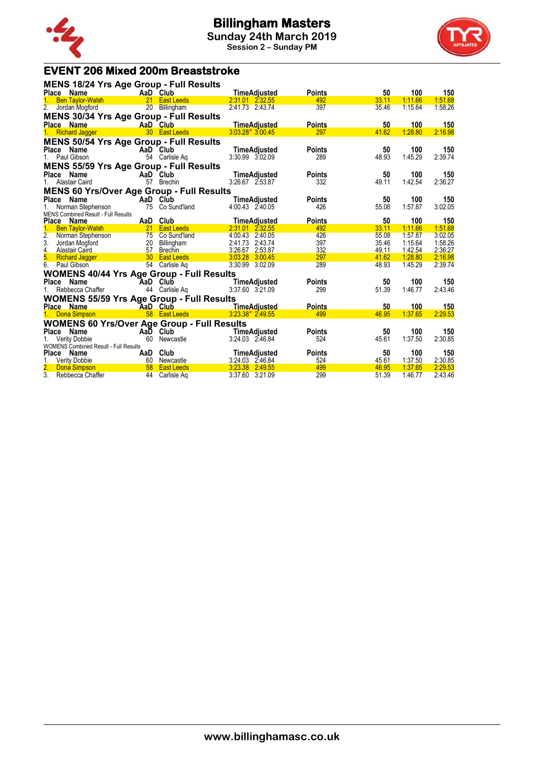# Billingham Masters

## Sunday 24th March 2019

### Session 2 – Sunday PM

## EVENT 206 Mixed 200m Breaststroke

### MENS 18/24 Yrs Age Group - Full Results

| Place | Name | AaD | Club | Time | Adjusted | Points | 50 | 100 | 150 |
|---|---|---|---|---|---|---|---|---|---|
| 1. | Ben Taylor-Walsh | 21 | East Leeds | 2:31.01 | 2:32.55 | 492 | 33.11 | 1:11.66 | 1:51.68 |
| 2. | Jordan Mogford | 20 | Billingham | 2:41.73 | 2:43.74 | 397 | 35.46 | 1:15.64 | 1:58.26 |

### MENS 30/34 Yrs Age Group - Full Results

| Place | Name | AaD | Club | Time | Adjusted | Points | 50 | 100 | 150 |
|---|---|---|---|---|---|---|---|---|---|
| 1. | Richard Jagger | 30 | East Leeds | 3:03.28* | 3:00.45 | 297 | 41.62 | 1:28.80 | 2:16.98 |

### MENS 50/54 Yrs Age Group - Full Results

| Place | Name | AaD | Club | Time | Adjusted | Points | 50 | 100 | 150 |
|---|---|---|---|---|---|---|---|---|---|
| 1. | Paul Gibson | 54 | Carlisle Aq | 3:30.99 | 3:02.09 | 289 | 48.93 | 1:45.29 | 2:39.74 |

### MENS 55/59 Yrs Age Group - Full Results

| Place | Name | AaD | Club | Time | Adjusted | Points | 50 | 100 | 150 |
|---|---|---|---|---|---|---|---|---|---|
| 1. | Alastair Caird | 57 | Brechin | 3:26.67 | 2:53.87 | 332 | 49.11 | 1:42.54 | 2:36.27 |

### MENS 60 Yrs/Over Age Group - Full Results

| Place | Name | AaD | Club | Time | Adjusted | Points | 50 | 100 | 150 |
|---|---|---|---|---|---|---|---|---|---|
| 1. | Norman Stephenson | 75 | Co Sund'land | 4:00.43 | 2:40.05 | 426 | 55.08 | 1:57.87 | 3:02.05 |

MENS Combined Result - Full Results

| Place | Name | AaD | Club | Time | Adjusted | Points | 50 | 100 | 150 |
|---|---|---|---|---|---|---|---|---|---|
| 1. | Ben Taylor-Walsh | 21 | East Leeds | 2:31.01 | 2:32.55 | 492 | 33.11 | 1:11.66 | 1:51.68 |
| 2. | Norman Stephenson | 75 | Co Sund'land | 4:00.43 | 2:40.05 | 426 | 55.08 | 1:57.87 | 3:02.05 |
| 3. | Jordan Mogford | 20 | Billingham | 2:41.73 | 2:43.74 | 397 | 35.46 | 1:15.64 | 1:58.26 |
| 4. | Alastair Caird | 57 | Brechin | 3:26.67 | 2:53.87 | 332 | 49.11 | 1:42.54 | 2:36.27 |
| 5. | Richard Jagger | 30 | East Leeds | 3:03.28 | 3:00.45 | 297 | 41.62 | 1:28.80 | 2:16.98 |
| 6. | Paul Gibson | 54 | Carlisle Aq | 3:30.99 | 3:02.09 | 289 | 48.93 | 1:45.29 | 2:39.74 |

### WOMENS 40/44 Yrs Age Group - Full Results

| Place | Name | AaD | Club | Time | Adjusted | Points | 50 | 100 | 150 |
|---|---|---|---|---|---|---|---|---|---|
| 1. | Rebbecca Chaffer | 44 | Carlisle Aq | 3:37.60 | 3:21.09 | 299 | 51.39 | 1:46.77 | 2:43.46 |

### WOMENS 55/59 Yrs Age Group - Full Results

| Place | Name | AaD | Club | Time | Adjusted | Points | 50 | 100 | 150 |
|---|---|---|---|---|---|---|---|---|---|
| 1. | Dona Simpson | 58 | East Leeds | 3:23.38* | 2:49.55 | 499 | 46.95 | 1:37.65 | 2:29.53 |

### WOMENS 60 Yrs/Over Age Group - Full Results

| Place | Name | AaD | Club | Time | Adjusted | Points | 50 | 100 | 150 |
|---|---|---|---|---|---|---|---|---|---|
| 1. | Verity Dobbie | 60 | Newcastle | 3:24.03 | 2:46.84 | 524 | 45.61 | 1:37.50 | 2:30.85 |

WOMENS Combined Result - Full Results

| Place | Name | AaD | Club | Time | Adjusted | Points | 50 | 100 | 150 |
|---|---|---|---|---|---|---|---|---|---|
| 1. | Verity Dobbie | 60 | Newcastle | 3:24.03 | 2:46.84 | 524 | 45.61 | 1:37.50 | 2:30.85 |
| 2. | Dona Simpson | 58 | East Leeds | 3:23.38 | 2:49.55 | 499 | 46.95 | 1:37.65 | 2:29.53 |
| 3. | Rebbecca Chaffer | 44 | Carlisle Aq | 3:37.60 | 3:21.09 | 299 | 51.39 | 1:46.77 | 2:43.46 |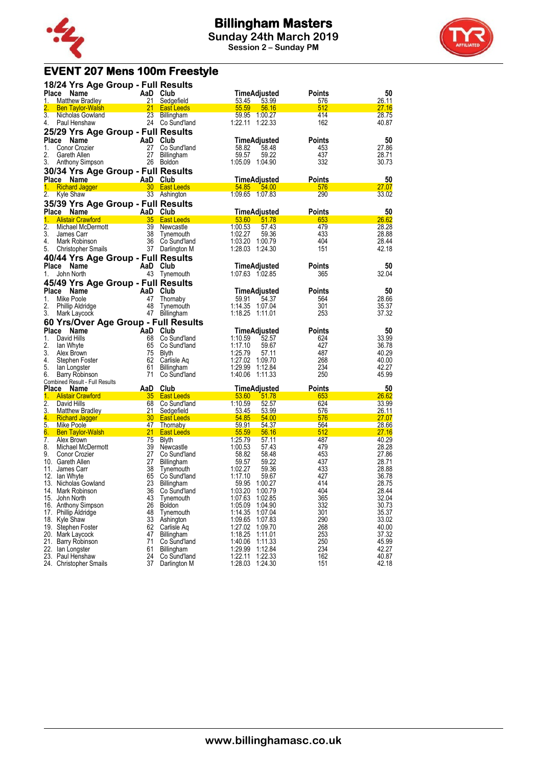# Billingham Masters

**Sunday 24th March 2019**

**Session 2 – Sunday PM**

## EVENT 207 Mens 100m Freestyle

### 18/24 Yrs Age Group - Full Results

| Place | Name | AaD | Club | Time | Adjusted | Points | 50 |
|---|---|---|---|---|---|---|---|
| 1. | Matthew Bradley | 21 | Sedgefield | 53.45 | 53.99 | 576 | 26.11 |
| 2. | Ben Taylor-Walsh | 21 | East Leeds | 55.59 | 56.16 | 512 | 27.16 |
| 3. | Nicholas Gowland | 23 | Billingham | 59.95 | 1:00.27 | 414 | 28.75 |
| 4. | Paul Henshaw | 24 | Co Sund'land | 1:22.11 | 1:22.33 | 162 | 40.87 |

### 25/29 Yrs Age Group - Full Results

| Place | Name | AaD | Club | Time | Adjusted | Points | 50 |
|---|---|---|---|---|---|---|---|
| 1. | Conor Crozier | 27 | Co Sund'land | 58.82 | 58.48 | 453 | 27.86 |
| 2. | Gareth Allen | 27 | Billingham | 59.57 | 59.22 | 437 | 28.71 |
| 3. | Anthony Simpson | 26 | Boldon | 1:05.09 | 1:04.90 | 332 | 30.73 |

### 30/34 Yrs Age Group - Full Results

| Place | Name | AaD | Club | Time | Adjusted | Points | 50 |
|---|---|---|---|---|---|---|---|
| 1. | Richard Jagger | 30 | East Leeds | 54.85 | 54.00 | 576 | 27.07 |
| 2. | Kyle Shaw | 33 | Ashington | 1:09.65 | 1:07.83 | 290 | 33.02 |

### 35/39 Yrs Age Group - Full Results

| Place | Name | AaD | Club | Time | Adjusted | Points | 50 |
|---|---|---|---|---|---|---|---|
| 1. | Alistair Crawford | 35 | East Leeds | 53.60 | 51.78 | 653 | 26.62 |
| 2. | Michael McDermott | 39 | Newcastle | 1:00.53 | 57.43 | 479 | 28.28 |
| 3. | James Carr | 38 | Tynemouth | 1:02.27 | 59.36 | 433 | 28.88 |
| 4. | Mark Robinson | 36 | Co Sund'land | 1:03.20 | 1:00.79 | 404 | 28.44 |
| 5. | Christopher Smails | 37 | Darlington M | 1:28.03 | 1:24.30 | 151 | 42.18 |

### 40/44 Yrs Age Group - Full Results

| Place | Name | AaD | Club | Time | Adjusted | Points | 50 |
|---|---|---|---|---|---|---|---|
| 1. | John North | 43 | Tynemouth | 1:07.63 | 1:02.85 | 365 | 32.04 |

### 45/49 Yrs Age Group - Full Results

| Place | Name | AaD | Club | Time | Adjusted | Points | 50 |
|---|---|---|---|---|---|---|---|
| 1. | Mike Poole | 47 | Thornaby | 59.91 | 54.37 | 564 | 28.66 |
| 2. | Phillip Aldridge | 48 | Tynemouth | 1:14.35 | 1:07.04 | 301 | 35.37 |
| 3. | Mark Laycock | 47 | Billingham | 1:18.25 | 1:11.01 | 253 | 37.32 |

### 60 Yrs/Over Age Group - Full Results

| Place | Name | AaD | Club | Time | Adjusted | Points | 50 |
|---|---|---|---|---|---|---|---|
| 1. | David Hills | 68 | Co Sund'land | 1:10.59 | 52.57 | 624 | 33.99 |
| 2. | Ian Whyte | 65 | Co Sund'land | 1:17.10 | 59.67 | 427 | 36.78 |
| 3. | Alex Brown | 75 | Blyth | 1:25.79 | 57.11 | 487 | 40.29 |
| 4. | Stephen Foster | 62 | Carlisle Aq | 1:27.02 | 1:09.70 | 268 | 40.00 |
| 5. | Ian Longster | 61 | Billingham | 1:29.99 | 1:12.84 | 234 | 42.27 |
| 6. | Barry Robinson | 71 | Co Sund'land | 1:40.06 | 1:11.33 | 250 | 45.99 |

Combined Result - Full Results

| Place | Name | AaD | Club | Time | Adjusted | Points | 50 |
|---|---|---|---|---|---|---|---|
| 1. | Alistair Crawford | 35 | East Leeds | 53.60 | 51.78 | 653 | 26.62 |
| 2. | David Hills | 68 | Co Sund'land | 1:10.59 | 52.57 | 624 | 33.99 |
| 3. | Matthew Bradley | 21 | Sedgefield | 53.45 | 53.99 | 576 | 26.11 |
| 4. | Richard Jagger | 30 | East Leeds | 54.85 | 54.00 | 576 | 27.07 |
| 5. | Mike Poole | 47 | Thornaby | 59.91 | 54.37 | 564 | 28.66 |
| 6. | Ben Taylor-Walsh | 21 | East Leeds | 55.59 | 56.16 | 512 | 27.16 |
| 7. | Alex Brown | 75 | Blyth | 1:25.79 | 57.11 | 487 | 40.29 |
| 8. | Michael McDermott | 39 | Newcastle | 1:00.53 | 57.43 | 479 | 28.28 |
| 9. | Conor Crozier | 27 | Co Sund'land | 58.82 | 58.48 | 453 | 27.86 |
| 10. | Gareth Allen | 27 | Billingham | 59.57 | 59.22 | 437 | 28.71 |
| 11. | James Carr | 38 | Tynemouth | 1:02.27 | 59.36 | 433 | 28.88 |
| 12. | Ian Whyte | 65 | Co Sund'land | 1:17.10 | 59.67 | 427 | 36.78 |
| 13. | Nicholas Gowland | 23 | Billingham | 59.95 | 1:00.27 | 414 | 28.75 |
| 14. | Mark Robinson | 36 | Co Sund'land | 1:03.20 | 1:00.79 | 404 | 28.44 |
| 15. | John North | 43 | Tynemouth | 1:07.63 | 1:02.85 | 365 | 32.04 |
| 16. | Anthony Simpson | 26 | Boldon | 1:05.09 | 1:04.90 | 332 | 30.73 |
| 17. | Phillip Aldridge | 48 | Tynemouth | 1:14.35 | 1:07.04 | 301 | 35.37 |
| 18. | Kyle Shaw | 33 | Ashington | 1:09.65 | 1:07.83 | 290 | 33.02 |
| 19. | Stephen Foster | 62 | Carlisle Aq | 1:27.02 | 1:09.70 | 268 | 40.00 |
| 20. | Mark Laycock | 47 | Billingham | 1:18.25 | 1:11.01 | 253 | 37.32 |
| 21. | Barry Robinson | 71 | Co Sund'land | 1:40.06 | 1:11.33 | 250 | 45.99 |
| 22. | Ian Longster | 61 | Billingham | 1:29.99 | 1:12.84 | 234 | 42.27 |
| 23. | Paul Henshaw | 24 | Co Sund'land | 1:22.11 | 1:22.33 | 162 | 40.87 |
| 24. | Christopher Smails | 37 | Darlington M | 1:28.03 | 1:24.30 | 151 | 42.18 |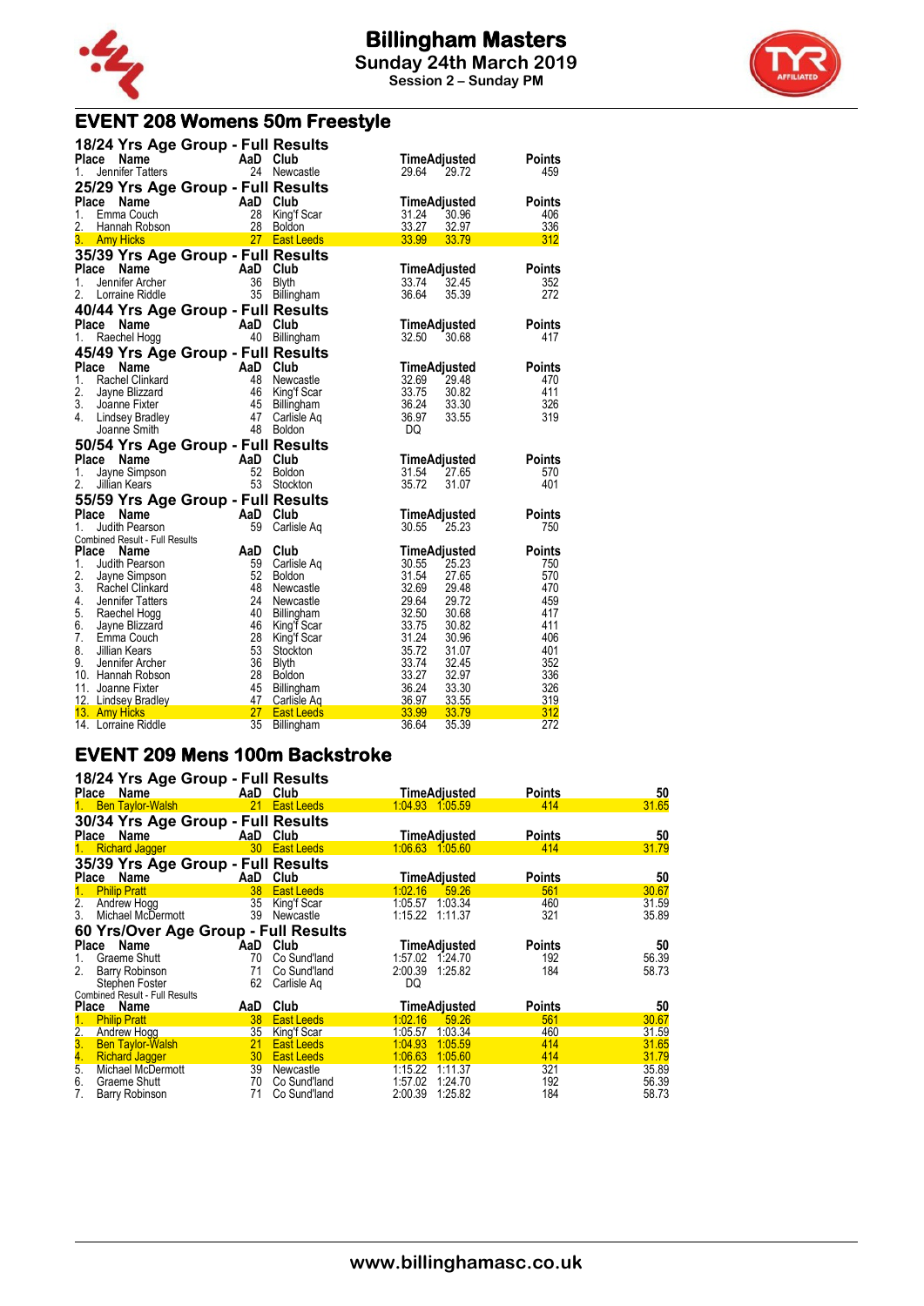# Billingham Masters

**Sunday 24th March 2019**

**Session 2 – Sunday PM**

## EVENT 208 Womens 50m Freestyle

### 18/24 Yrs Age Group - Full Results

| Place | Name | AaD | Club | Time | Adjusted | Points |
|---|---|---|---|---|---|---|
| 1. | Jennifer Tatters | 24 | Newcastle | 29.64 | 29.72 | 459 |

### 25/29 Yrs Age Group - Full Results

| Place | Name | AaD | Club | Time | Adjusted | Points |
|---|---|---|---|---|---|---|
| 1. | Emma Couch | 28 | King'f Scar | 31.24 | 30.96 | 406 |
| 2. | Hannah Robson | 28 | Boldon | 33.27 | 32.97 | 336 |
| 3. | Amy Hicks | 27 | East Leeds | 33.99 | 33.79 | 312 |

### 35/39 Yrs Age Group - Full Results

| Place | Name | AaD | Club | Time | Adjusted | Points |
|---|---|---|---|---|---|---|
| 1. | Jennifer Archer | 36 | Blyth | 33.74 | 32.45 | 352 |
| 2. | Lorraine Riddle | 35 | Billingham | 36.64 | 35.39 | 272 |

### 40/44 Yrs Age Group - Full Results

| Place | Name | AaD | Club | Time | Adjusted | Points |
|---|---|---|---|---|---|---|
| 1. | Raechel Hogg | 40 | Billingham | 32.50 | 30.68 | 417 |

### 45/49 Yrs Age Group - Full Results

| Place | Name | AaD | Club | Time | Adjusted | Points |
|---|---|---|---|---|---|---|
| 1. | Rachel Clinkard | 48 | Newcastle | 32.69 | 29.48 | 470 |
| 2. | Jayne Blizzard | 46 | King'f Scar | 33.75 | 30.82 | 411 |
| 3. | Joanne Fixter | 45 | Billingham | 36.24 | 33.30 | 326 |
| 4. | Lindsey Bradley | 47 | Carlisle Aq | 36.97 | 33.55 | 319 |
| | Joanne Smith | 48 | Boldon | DQ | | |

### 50/54 Yrs Age Group - Full Results

| Place | Name | AaD | Club | Time | Adjusted | Points |
|---|---|---|---|---|---|---|
| 1. | Jayne Simpson | 52 | Boldon | 31.54 | 27.65 | 570 |
| 2. | Jillian Kears | 53 | Stockton | 35.72 | 31.07 | 401 |

### 55/59 Yrs Age Group - Full Results

| Place | Name | AaD | Club | Time | Adjusted | Points |
|---|---|---|---|---|---|---|
| 1. | Judith Pearson | 59 | Carlisle Aq | 30.55 | 25.23 | 750 |

Combined Result - Full Results

| Place | Name | AaD | Club | Time | Adjusted | Points |
|---|---|---|---|---|---|---|
| 1. | Judith Pearson | 59 | Carlisle Aq | 30.55 | 25.23 | 750 |
| 2. | Jayne Simpson | 52 | Boldon | 31.54 | 27.65 | 570 |
| 3. | Rachel Clinkard | 48 | Newcastle | 32.69 | 29.48 | 470 |
| 4. | Jennifer Tatters | 24 | Newcastle | 29.64 | 29.72 | 459 |
| 5. | Raechel Hogg | 40 | Billingham | 32.50 | 30.68 | 417 |
| 6. | Jayne Blizzard | 46 | King'f Scar | 33.75 | 30.82 | 411 |
| 7. | Emma Couch | 28 | King'f Scar | 31.24 | 30.96 | 406 |
| 8. | Jillian Kears | 53 | Stockton | 35.72 | 31.07 | 401 |
| 9. | Jennifer Archer | 36 | Blyth | 33.74 | 32.45 | 352 |
| 10. | Hannah Robson | 28 | Boldon | 33.27 | 32.97 | 336 |
| 11. | Joanne Fixter | 45 | Billingham | 36.24 | 33.30 | 326 |
| 12. | Lindsey Bradley | 47 | Carlisle Aq | 36.97 | 33.55 | 319 |
| 13. | Amy Hicks | 27 | East Leeds | 33.99 | 33.79 | 312 |
| 14. | Lorraine Riddle | 35 | Billingham | 36.64 | 35.39 | 272 |

## EVENT 209 Mens 100m Backstroke

### 18/24 Yrs Age Group - Full Results

| Place | Name | AaD | Club | Time | Adjusted | Points | 50 |
|---|---|---|---|---|---|---|---|
| 1. | Ben Taylor-Walsh | 21 | East Leeds | 1:04.93 | 1:05.59 | 414 | 31.65 |

### 30/34 Yrs Age Group - Full Results

| Place | Name | AaD | Club | Time | Adjusted | Points | 50 |
|---|---|---|---|---|---|---|---|
| 1. | Richard Jagger | 30 | East Leeds | 1:06.63 | 1:05.60 | 414 | 31.79 |

### 35/39 Yrs Age Group - Full Results

| Place | Name | AaD | Club | Time | Adjusted | Points | 50 |
|---|---|---|---|---|---|---|---|
| 1. | Philip Pratt | 38 | East Leeds | 1:02.16 | 59.26 | 561 | 30.67 |
| 2. | Andrew Hogg | 35 | King'f Scar | 1:05.57 | 1:03.34 | 460 | 31.59 |
| 3. | Michael McDermott | 39 | Newcastle | 1:15.22 | 1:11.37 | 321 | 35.89 |

### 60 Yrs/Over Age Group - Full Results

| Place | Name | AaD | Club | Time | Adjusted | Points | 50 |
|---|---|---|---|---|---|---|---|
| 1. | Graeme Shutt | 70 | Co Sund'land | 1:57.02 | 1:24.70 | 192 | 56.39 |
| 2. | Barry Robinson | 71 | Co Sund'land | 2:00.39 | 1:25.82 | 184 | 58.73 |
| | Stephen Foster | 62 | Carlisle Aq | DQ | | | |

Combined Result - Full Results

| Place | Name | AaD | Club | Time | Adjusted | Points | 50 |
|---|---|---|---|---|---|---|---|
| 1. | Philip Pratt | 38 | East Leeds | 1:02.16 | 59.26 | 561 | 30.67 |
| 2. | Andrew Hogg | 35 | King'f Scar | 1:05.57 | 1:03.34 | 460 | 31.59 |
| 3. | Ben Taylor-Walsh | 21 | East Leeds | 1:04.93 | 1:05.59 | 414 | 31.65 |
| 4. | Richard Jagger | 30 | East Leeds | 1:06.63 | 1:05.60 | 414 | 31.79 |
| 5. | Michael McDermott | 39 | Newcastle | 1:15.22 | 1:11.37 | 321 | 35.89 |
| 6. | Graeme Shutt | 70 | Co Sund'land | 1:57.02 | 1:24.70 | 192 | 56.39 |
| 7. | Barry Robinson | 71 | Co Sund'land | 2:00.39 | 1:25.82 | 184 | 58.73 |

www.billinghamasc.co.uk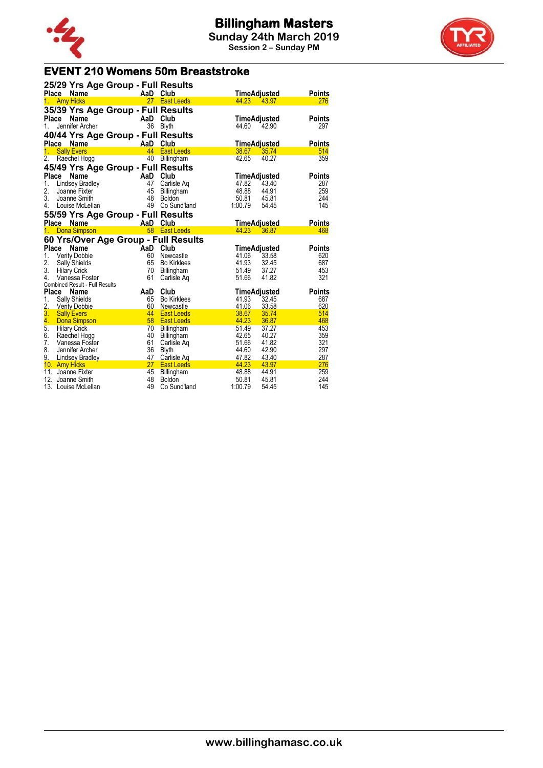# Billingham Masters

**Sunday 24th March 2019**

**Session 2 – Sunday PM**

## EVENT 210 Womens 50m Breaststroke

### 25/29 Yrs Age Group - Full Results

| Place | Name | AaD | Club | Time | Adjusted | Points |
|---|---|---|---|---|---|---|
| 1. | Amy Hicks | 27 | East Leeds | 44.23 | 43.97 | 276 |

### 35/39 Yrs Age Group - Full Results

| Place | Name | AaD | Club | Time | Adjusted | Points |
|---|---|---|---|---|---|---|
| 1. | Jennifer Archer | 36 | Blyth | 44.60 | 42.90 | 297 |

### 40/44 Yrs Age Group - Full Results

| Place | Name | AaD | Club | Time | Adjusted | Points |
|---|---|---|---|---|---|---|
| 1. | Sally Evers | 44 | East Leeds | 38.67 | 35.74 | 514 |
| 2. | Raechel Hogg | 40 | Billingham | 42.65 | 40.27 | 359 |

### 45/49 Yrs Age Group - Full Results

| Place | Name | AaD | Club | Time | Adjusted | Points |
|---|---|---|---|---|---|---|
| 1. | Lindsey Bradley | 47 | Carlisle Aq | 47.82 | 43.40 | 287 |
| 2. | Joanne Fixter | 45 | Billingham | 48.88 | 44.91 | 259 |
| 3. | Joanne Smith | 48 | Boldon | 50.81 | 45.81 | 244 |
| 4. | Louise McLellan | 49 | Co Sund'land | 1:00.79 | 54.45 | 145 |

### 55/59 Yrs Age Group - Full Results

| Place | Name | AaD | Club | Time | Adjusted | Points |
|---|---|---|---|---|---|---|
| 1. | Dona Simpson | 58 | East Leeds | 44.23 | 36.87 | 468 |

### 60 Yrs/Over Age Group - Full Results

| Place | Name | AaD | Club | Time | Adjusted | Points |
|---|---|---|---|---|---|---|
| 1. | Verity Dobbie | 60 | Newcastle | 41.06 | 33.58 | 620 |
| 2. | Sally Shields | 65 | Bo Kirklees | 41.93 | 32.45 | 687 |
| 3. | Hilary Crick | 70 | Billingham | 51.49 | 37.27 | 453 |
| 4. | Vanessa Foster | 61 | Carlisle Aq | 51.66 | 41.82 | 321 |

Combined Result - Full Results

| Place | Name | AaD | Club | Time | Adjusted | Points |
|---|---|---|---|---|---|---|
| 1. | Sally Shields | 65 | Bo Kirklees | 41.93 | 32.45 | 687 |
| 2. | Verity Dobbie | 60 | Newcastle | 41.06 | 33.58 | 620 |
| 3. | Sally Evers | 44 | East Leeds | 38.67 | 35.74 | 514 |
| 4. | Dona Simpson | 58 | East Leeds | 44.23 | 36.87 | 468 |
| 5. | Hilary Crick | 70 | Billingham | 51.49 | 37.27 | 453 |
| 6. | Raechel Hogg | 40 | Billingham | 42.65 | 40.27 | 359 |
| 7. | Vanessa Foster | 61 | Carlisle Aq | 51.66 | 41.82 | 321 |
| 8. | Jennifer Archer | 36 | Blyth | 44.60 | 42.90 | 297 |
| 9. | Lindsey Bradley | 47 | Carlisle Aq | 47.82 | 43.40 | 287 |
| 10. | Amy Hicks | 27 | East Leeds | 44.23 | 43.97 | 276 |
| 11. | Joanne Fixter | 45 | Billingham | 48.88 | 44.91 | 259 |
| 12. | Joanne Smith | 48 | Boldon | 50.81 | 45.81 | 244 |
| 13. | Louise McLellan | 49 | Co Sund'land | 1:00.79 | 54.45 | 145 |

www.billinghamasc.co.uk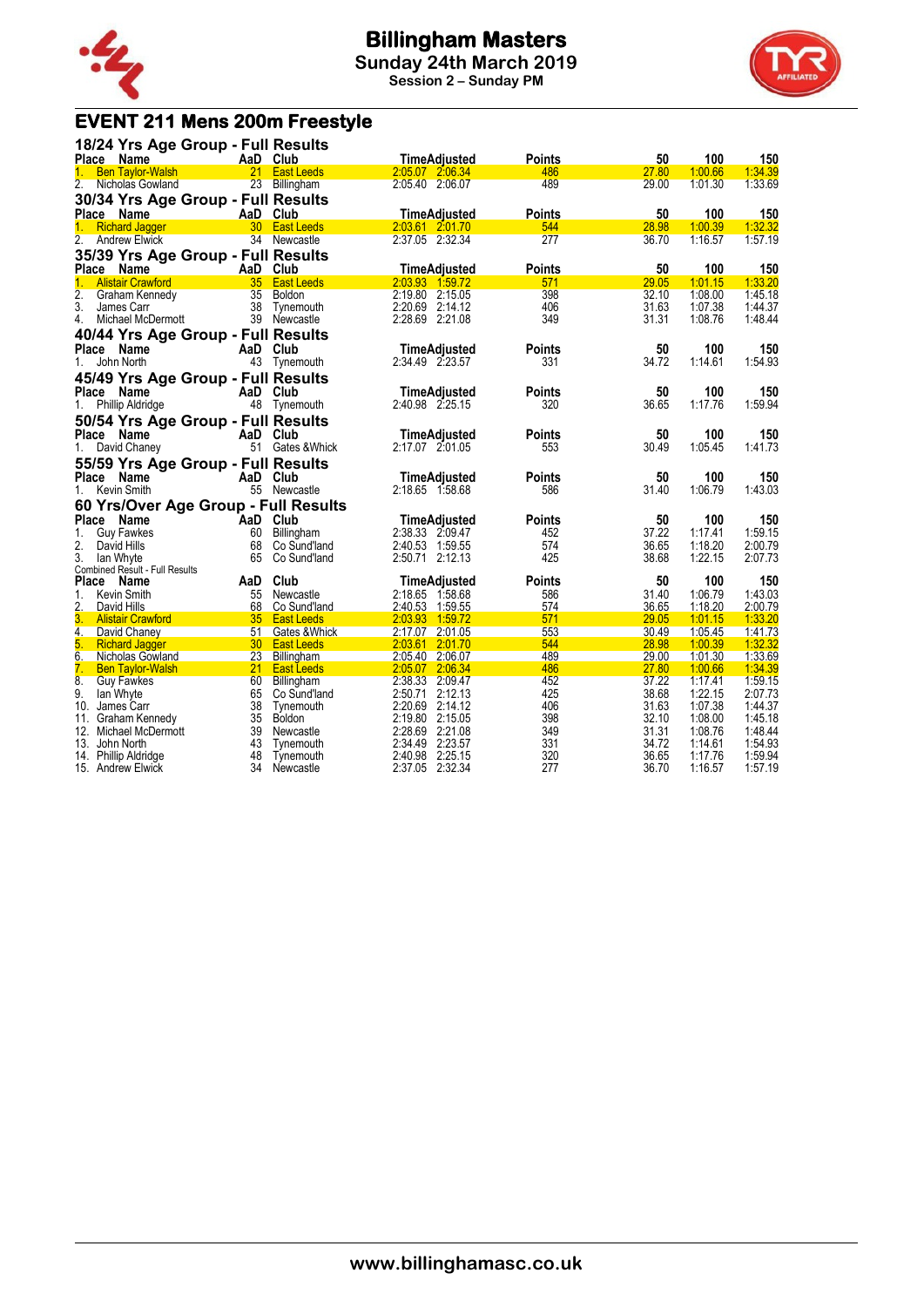# Billingham Masters

**Sunday 24th March 2019**

**Session 2 – Sunday PM**

## EVENT 211 Mens 200m Freestyle

### 18/24 Yrs Age Group - Full Results

| Place | Name | AaD | Club | Time | Adjusted | Points | 50 | 100 | 150 |
|---|---|---|---|---|---|---|---|---|---|
| 1. | Ben Taylor-Walsh | 21 | East Leeds | 2:05.07 | 2:06.34 | 486 | 27.80 | 1:00.66 | 1:34.39 |
| 2. | Nicholas Gowland | 23 | Billingham | 2:05.40 | 2:06.07 | 489 | 29.00 | 1:01.30 | 1:33.69 |

### 30/34 Yrs Age Group - Full Results

| Place | Name | AaD | Club | Time | Adjusted | Points | 50 | 100 | 150 |
|---|---|---|---|---|---|---|---|---|---|
| 1. | Richard Jagger | 30 | East Leeds | 2:03.61 | 2:01.70 | 544 | 28.98 | 1:00.39 | 1:32.32 |
| 2. | Andrew Elwick | 34 | Newcastle | 2:37.05 | 2:32.34 | 277 | 36.70 | 1:16.57 | 1:57.19 |

### 35/39 Yrs Age Group - Full Results

| Place | Name | AaD | Club | Time | Adjusted | Points | 50 | 100 | 150 |
|---|---|---|---|---|---|---|---|---|---|
| 1. | Alistair Crawford | 35 | East Leeds | 2:03.93 | 1:59.72 | 571 | 29.05 | 1:01.15 | 1:33.20 |
| 2. | Graham Kennedy | 35 | Boldon | 2:19.80 | 2:15.05 | 398 | 32.10 | 1:08.00 | 1:45.18 |
| 3. | James Carr | 38 | Tynemouth | 2:20.69 | 2:14.12 | 406 | 31.63 | 1:07.38 | 1:44.37 |
| 4. | Michael McDermott | 39 | Newcastle | 2:28.69 | 2:21.08 | 349 | 31.31 | 1:08.76 | 1:48.44 |

### 40/44 Yrs Age Group - Full Results

| Place | Name | AaD | Club | Time | Adjusted | Points | 50 | 100 | 150 |
|---|---|---|---|---|---|---|---|---|---|
| 1. | John North | 43 | Tynemouth | 2:34.49 | 2:23.57 | 331 | 34.72 | 1:14.61 | 1:54.93 |

### 45/49 Yrs Age Group - Full Results

| Place | Name | AaD | Club | Time | Adjusted | Points | 50 | 100 | 150 |
|---|---|---|---|---|---|---|---|---|---|
| 1. | Phillip Aldridge | 48 | Tynemouth | 2:40.98 | 2:25.15 | 320 | 36.65 | 1:17.76 | 1:59.94 |

### 50/54 Yrs Age Group - Full Results

| Place | Name | AaD | Club | Time | Adjusted | Points | 50 | 100 | 150 |
|---|---|---|---|---|---|---|---|---|---|
| 1. | David Chaney | 51 | Gates &Whick | 2:17.07 | 2:01.05 | 553 | 30.49 | 1:05.45 | 1:41.73 |

### 55/59 Yrs Age Group - Full Results

| Place | Name | AaD | Club | Time | Adjusted | Points | 50 | 100 | 150 |
|---|---|---|---|---|---|---|---|---|---|
| 1. | Kevin Smith | 55 | Newcastle | 2:18.65 | 1:58.68 | 586 | 31.40 | 1:06.79 | 1:43.03 |

### 60 Yrs/Over Age Group - Full Results

| Place | Name | AaD | Club | Time | Adjusted | Points | 50 | 100 | 150 |
|---|---|---|---|---|---|---|---|---|---|
| 1. | Guy Fawkes | 60 | Billingham | 2:38.33 | 2:09.47 | 452 | 37.22 | 1:17.41 | 1:59.15 |
| 2. | David Hills | 68 | Co Sund'land | 2:40.53 | 1:59.55 | 574 | 36.65 | 1:18.20 | 2:00.79 |
| 3. | Ian Whyte | 65 | Co Sund'land | 2:50.71 | 2:12.13 | 425 | 38.68 | 1:22.15 | 2:07.73 |

Combined Result - Full Results

| Place | Name | AaD | Club | Time | Adjusted | Points | 50 | 100 | 150 |
|---|---|---|---|---|---|---|---|---|---|
| 1. | Kevin Smith | 55 | Newcastle | 2:18.65 | 1:58.68 | 586 | 31.40 | 1:06.79 | 1:43.03 |
| 2. | David Hills | 68 | Co Sund'land | 2:40.53 | 1:59.55 | 574 | 36.65 | 1:18.20 | 2:00.79 |
| 3. | Alistair Crawford | 35 | East Leeds | 2:03.93 | 1:59.72 | 571 | 29.05 | 1:01.15 | 1:33.20 |
| 4. | David Chaney | 51 | Gates &Whick | 2:17.07 | 2:01.05 | 553 | 30.49 | 1:05.45 | 1:41.73 |
| 5. | Richard Jagger | 30 | East Leeds | 2:03.61 | 2:01.70 | 544 | 28.98 | 1:00.39 | 1:32.32 |
| 6. | Nicholas Gowland | 23 | Billingham | 2:05.40 | 2:06.07 | 489 | 29.00 | 1:01.30 | 1:33.69 |
| 7. | Ben Taylor-Walsh | 21 | East Leeds | 2:05.07 | 2:06.34 | 486 | 27.80 | 1:00.66 | 1:34.39 |
| 8. | Guy Fawkes | 60 | Billingham | 2:38.33 | 2:09.47 | 452 | 37.22 | 1:17.41 | 1:59.15 |
| 9. | Ian Whyte | 65 | Co Sund'land | 2:50.71 | 2:12.13 | 425 | 38.68 | 1:22.15 | 2:07.73 |
| 10. | James Carr | 38 | Tynemouth | 2:20.69 | 2:14.12 | 406 | 31.63 | 1:07.38 | 1:44.37 |
| 11. | Graham Kennedy | 35 | Boldon | 2:19.80 | 2:15.05 | 398 | 32.10 | 1:08.00 | 1:45.18 |
| 12. | Michael McDermott | 39 | Newcastle | 2:28.69 | 2:21.08 | 349 | 31.31 | 1:08.76 | 1:48.44 |
| 13. | John North | 43 | Tynemouth | 2:34.49 | 2:23.57 | 331 | 34.72 | 1:14.61 | 1:54.93 |
| 14. | Phillip Aldridge | 48 | Tynemouth | 2:40.98 | 2:25.15 | 320 | 36.65 | 1:17.76 | 1:59.94 |
| 15. | Andrew Elwick | 34 | Newcastle | 2:37.05 | 2:32.34 | 277 | 36.70 | 1:16.57 | 1:57.19 |

www.billinghamasc.co.uk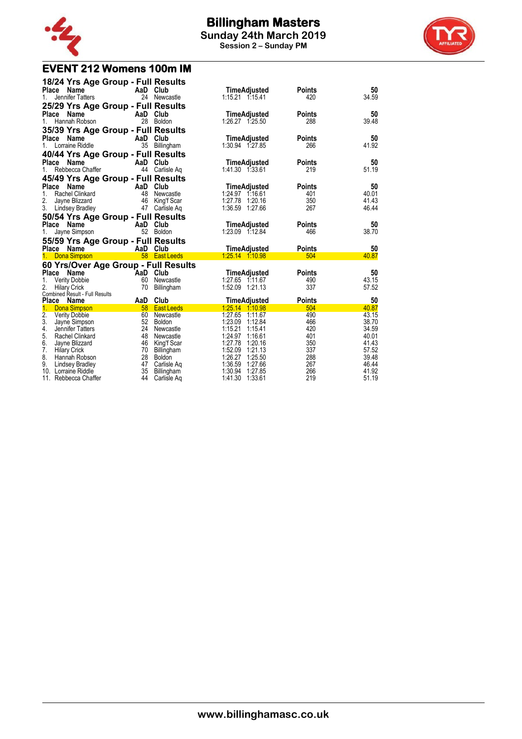# Billingham Masters

**Sunday 24th March 2019**

**Session 2 – Sunday PM**

## EVENT 212 Womens 100m IM

### 18/24 Yrs Age Group - Full Results

| Place | Name | AaD | Club | Time | Adjusted | Points | 50 |
|---|---|---|---|---|---|---|---|
| 1. | Jennifer Tatters | 24 | Newcastle | 1:15.21 | 1:15.41 | 420 | 34.59 |

### 25/29 Yrs Age Group - Full Results

| Place | Name | AaD | Club | Time | Adjusted | Points | 50 |
|---|---|---|---|---|---|---|---|
| 1. | Hannah Robson | 28 | Boldon | 1:26.27 | 1:25.50 | 288 | 39.48 |

### 35/39 Yrs Age Group - Full Results

| Place | Name | AaD | Club | Time | Adjusted | Points | 50 |
|---|---|---|---|---|---|---|---|
| 1. | Lorraine Riddle | 35 | Billingham | 1:30.94 | 1:27.85 | 266 | 41.92 |

### 40/44 Yrs Age Group - Full Results

| Place | Name | AaD | Club | Time | Adjusted | Points | 50 |
|---|---|---|---|---|---|---|---|
| 1. | Rebbecca Chaffer | 44 | Carlisle Aq | 1:41.30 | 1:33.61 | 219 | 51.19 |

### 45/49 Yrs Age Group - Full Results

| Place | Name | AaD | Club | Time | Adjusted | Points | 50 |
|---|---|---|---|---|---|---|---|
| 1. | Rachel Clinkard | 48 | Newcastle | 1:24.97 | 1:16.61 | 401 | 40.01 |
| 2. | Jayne Blizzard | 46 | King'f Scar | 1:27.78 | 1:20.16 | 350 | 41.43 |
| 3. | Lindsey Bradley | 47 | Carlisle Aq | 1:36.59 | 1:27.66 | 267 | 46.44 |

### 50/54 Yrs Age Group - Full Results

| Place | Name | AaD | Club | Time | Adjusted | Points | 50 |
|---|---|---|---|---|---|---|---|
| 1. | Jayne Simpson | 52 | Boldon | 1:23.09 | 1:12.84 | 466 | 38.70 |

### 55/59 Yrs Age Group - Full Results

| Place | Name | AaD | Club | Time | Adjusted | Points | 50 |
|---|---|---|---|---|---|---|---|
| 1. | Dona Simpson | 58 | East Leeds | 1:25.14 | 1:10.98 | 504 | 40.87 |

### 60 Yrs/Over Age Group - Full Results

| Place | Name | AaD | Club | Time | Adjusted | Points | 50 |
|---|---|---|---|---|---|---|---|
| 1. | Verity Dobbie | 60 | Newcastle | 1:27.65 | 1:11.67 | 490 | 43.15 |
| 2. | Hilary Crick | 70 | Billingham | 1:52.09 | 1:21.13 | 337 | 57.52 |

### Combined Result - Full Results

| Place | Name | AaD | Club | Time | Adjusted | Points | 50 |
|---|---|---|---|---|---|---|---|
| 1. | Dona Simpson | 58 | East Leeds | 1:25.14 | 1:10.98 | 504 | 40.87 |
| 2. | Verity Dobbie | 60 | Newcastle | 1:27.65 | 1:11.67 | 490 | 43.15 |
| 3. | Jayne Simpson | 52 | Boldon | 1:23.09 | 1:12.84 | 466 | 38.70 |
| 4. | Jennifer Tatters | 24 | Newcastle | 1:15.21 | 1:15.41 | 420 | 34.59 |
| 5. | Rachel Clinkard | 48 | Newcastle | 1:24.97 | 1:16.61 | 401 | 40.01 |
| 6. | Jayne Blizzard | 46 | King'f Scar | 1:27.78 | 1:20.16 | 350 | 41.43 |
| 7. | Hilary Crick | 70 | Billingham | 1:52.09 | 1:21.13 | 337 | 57.52 |
| 8. | Hannah Robson | 28 | Boldon | 1:26.27 | 1:25.50 | 288 | 39.48 |
| 9. | Lindsey Bradley | 47 | Carlisle Aq | 1:36.59 | 1:27.66 | 267 | 46.44 |
| 10. | Lorraine Riddle | 35 | Billingham | 1:30.94 | 1:27.85 | 266 | 41.92 |
| 11. | Rebbecca Chaffer | 44 | Carlisle Aq | 1:41.30 | 1:33.61 | 219 | 51.19 |

www.billinghamasc.co.uk